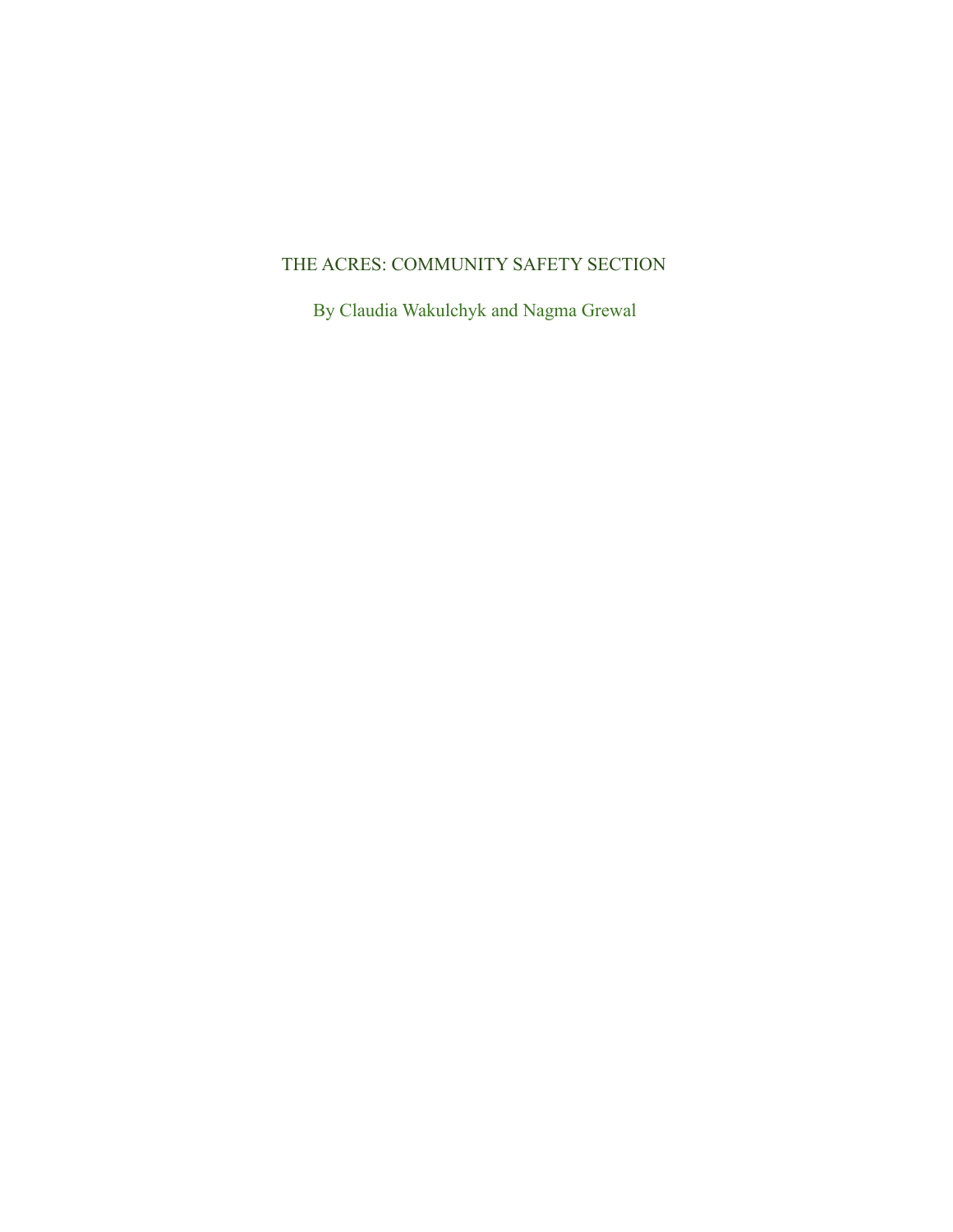# THE ACRES: COMMUNITY SAFETY SECTION

By Claudia Wakulchyk and Nagma Grewal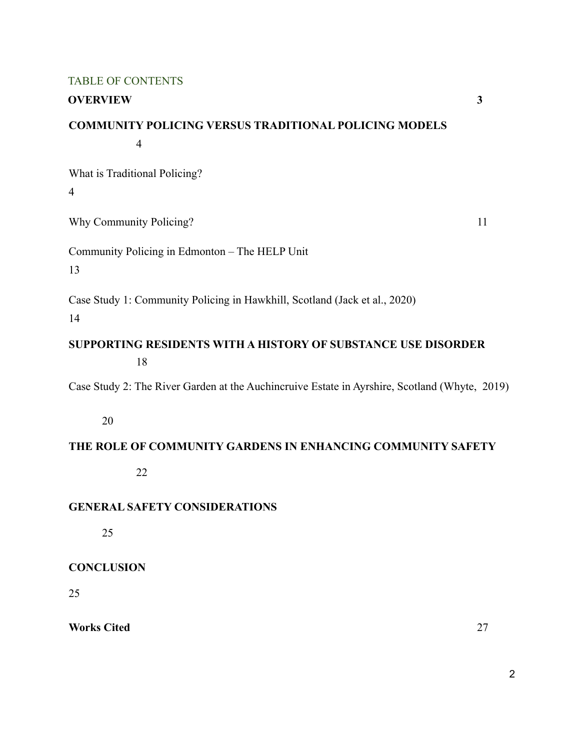TABLE OF CONTENTS

**OVERVIEW** **3**

**COMMUNITY POLICING VERSUS TRADITIONAL POLICING MODELS** 4

What is Traditional Policing? 4

Why Community Policing? 11

Community Policing in Edmonton – The HELP Unit 13

Case Study 1: Community Policing in Hawkhill, Scotland (Jack et al., 2020) 14

**SUPPORTING RESIDENTS WITH A HISTORY OF SUBSTANCE USE DISORDER** 18

Case Study 2: The River Garden at the Auchincruive Estate in Ayrshire, Scotland (Whyte, 2019) 20

**THE ROLE OF COMMUNITY GARDENS IN ENHANCING COMMUNITY SAFETY** 22

**GENERAL SAFETY CONSIDERATIONS** 25

**CONCLUSION** 25

**Works Cited** 27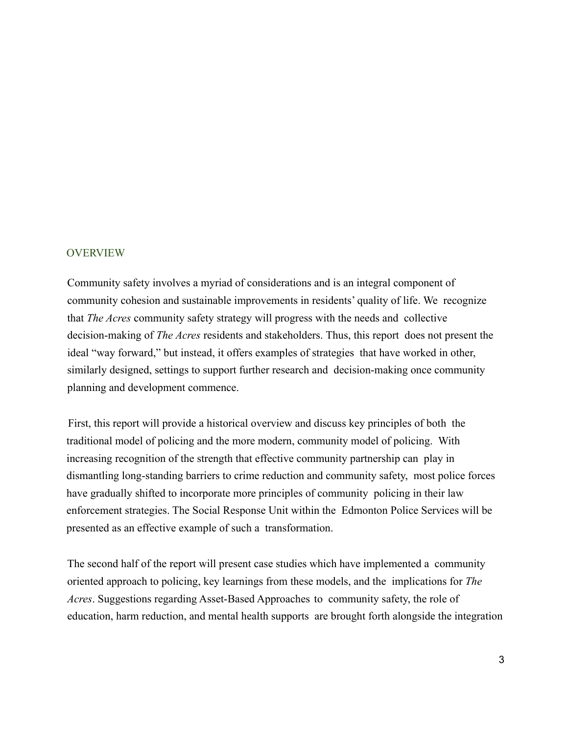## OVERVIEW

Community safety involves a myriad of considerations and is an integral component of community cohesion and sustainable improvements in residents' quality of life. We recognize that *The Acres* community safety strategy will progress with the needs and collective decision-making of *The Acres* residents and stakeholders. Thus, this report does not present the ideal "way forward," but instead, it offers examples of strategies that have worked in other, similarly designed, settings to support further research and decision-making once community planning and development commence.

First, this report will provide a historical overview and discuss key principles of both the traditional model of policing and the more modern, community model of policing. With increasing recognition of the strength that effective community partnership can play in dismantling long-standing barriers to crime reduction and community safety, most police forces have gradually shifted to incorporate more principles of community policing in their law enforcement strategies. The Social Response Unit within the Edmonton Police Services will be presented as an effective example of such a transformation.

The second half of the report will present case studies which have implemented a community oriented approach to policing, key learnings from these models, and the implications for *The Acres*. Suggestions regarding Asset-Based Approaches to community safety, the role of education, harm reduction, and mental health supports are brought forth alongside the integration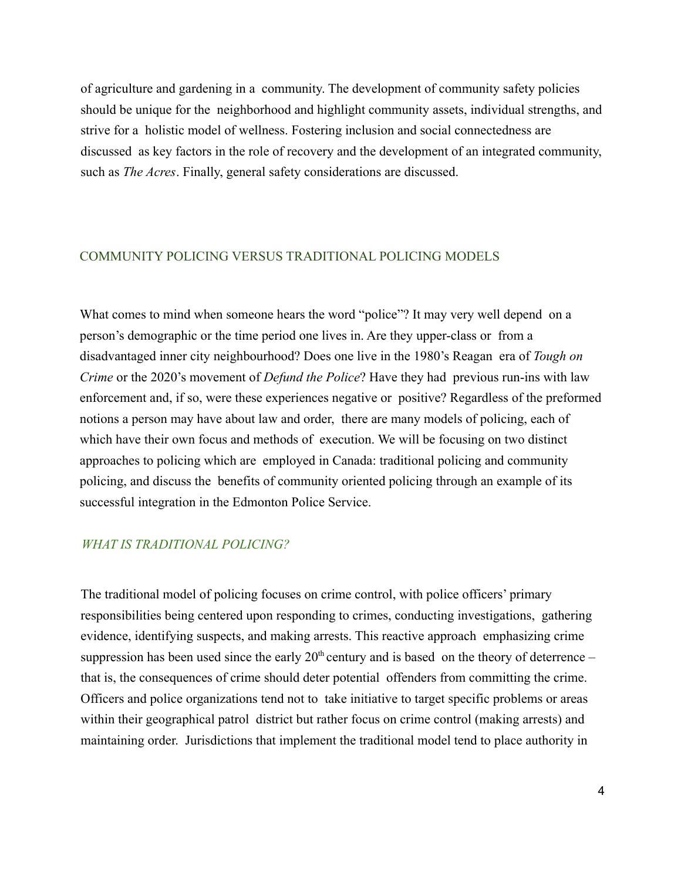of agriculture and gardening in a community. The development of community safety policies should be unique for the neighborhood and highlight community assets, individual strengths, and strive for a holistic model of wellness. Fostering inclusion and social connectedness are discussed as key factors in the role of recovery and the development of an integrated community, such as *The Acres*. Finally, general safety considerations are discussed.

## COMMUNITY POLICING VERSUS TRADITIONAL POLICING MODELS

What comes to mind when someone hears the word "police"? It may very well depend on a person's demographic or the time period one lives in. Are they upper-class or from a disadvantaged inner city neighbourhood? Does one live in the 1980's Reagan era of *Tough on Crime* or the 2020's movement of *Defund the Police*? Have they had previous run-ins with law enforcement and, if so, were these experiences negative or positive? Regardless of the preformed notions a person may have about law and order, there are many models of policing, each of which have their own focus and methods of execution. We will be focusing on two distinct approaches to policing which are employed in Canada: traditional policing and community policing, and discuss the benefits of community oriented policing through an example of its successful integration in the Edmonton Police Service.

### *WHAT IS TRADITIONAL POLICING?*

The traditional model of policing focuses on crime control, with police officers' primary responsibilities being centered upon responding to crimes, conducting investigations, gathering evidence, identifying suspects, and making arrests. This reactive approach emphasizing crime suppression has been used since the early 20th century and is based on the theory of deterrence – that is, the consequences of crime should deter potential offenders from committing the crime. Officers and police organizations tend not to take initiative to target specific problems or areas within their geographical patrol district but rather focus on crime control (making arrests) and maintaining order. Jurisdictions that implement the traditional model tend to place authority in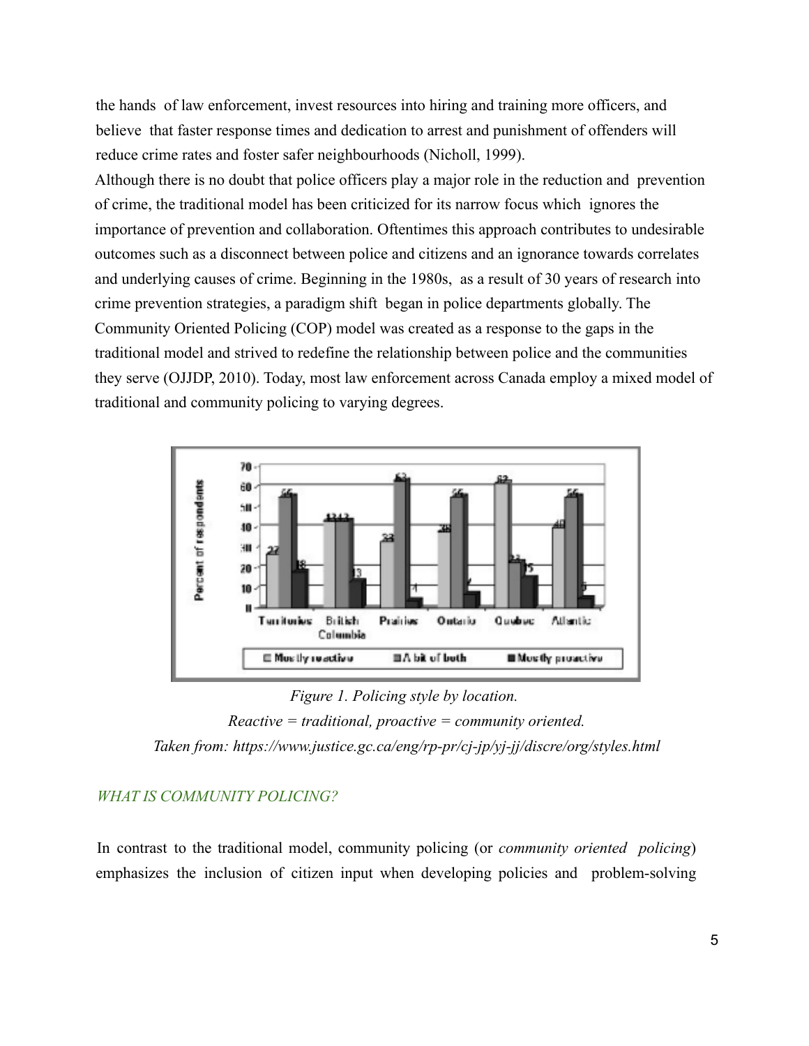the hands of law enforcement, invest resources into hiring and training more officers, and believe that faster response times and dedication to arrest and punishment of offenders will reduce crime rates and foster safer neighbourhoods (Nicholl, 1999).

Although there is no doubt that police officers play a major role in the reduction and prevention of crime, the traditional model has been criticized for its narrow focus which ignores the importance of prevention and collaboration. Oftentimes this approach contributes to undesirable outcomes such as a disconnect between police and citizens and an ignorance towards correlates and underlying causes of crime. Beginning in the 1980s, as a result of 30 years of research into crime prevention strategies, a paradigm shift began in police departments globally. The Community Oriented Policing (COP) model was created as a response to the gaps in the traditional model and strived to redefine the relationship between police and the communities they serve (OJJDP, 2010). Today, most law enforcement across Canada employ a mixed model of traditional and community policing to varying degrees.

*Figure 1. Policing style by location.*
*Reactive = traditional, proactive = community oriented.*
*Taken from: https://www.justice.gc.ca/eng/rp-pr/cj-jp/yj-jj/discre/org/styles.html*

### *WHAT IS COMMUNITY POLICING?*

In contrast to the traditional model, community policing (or *community oriented policing*) emphasizes the inclusion of citizen input when developing policies and problem-solving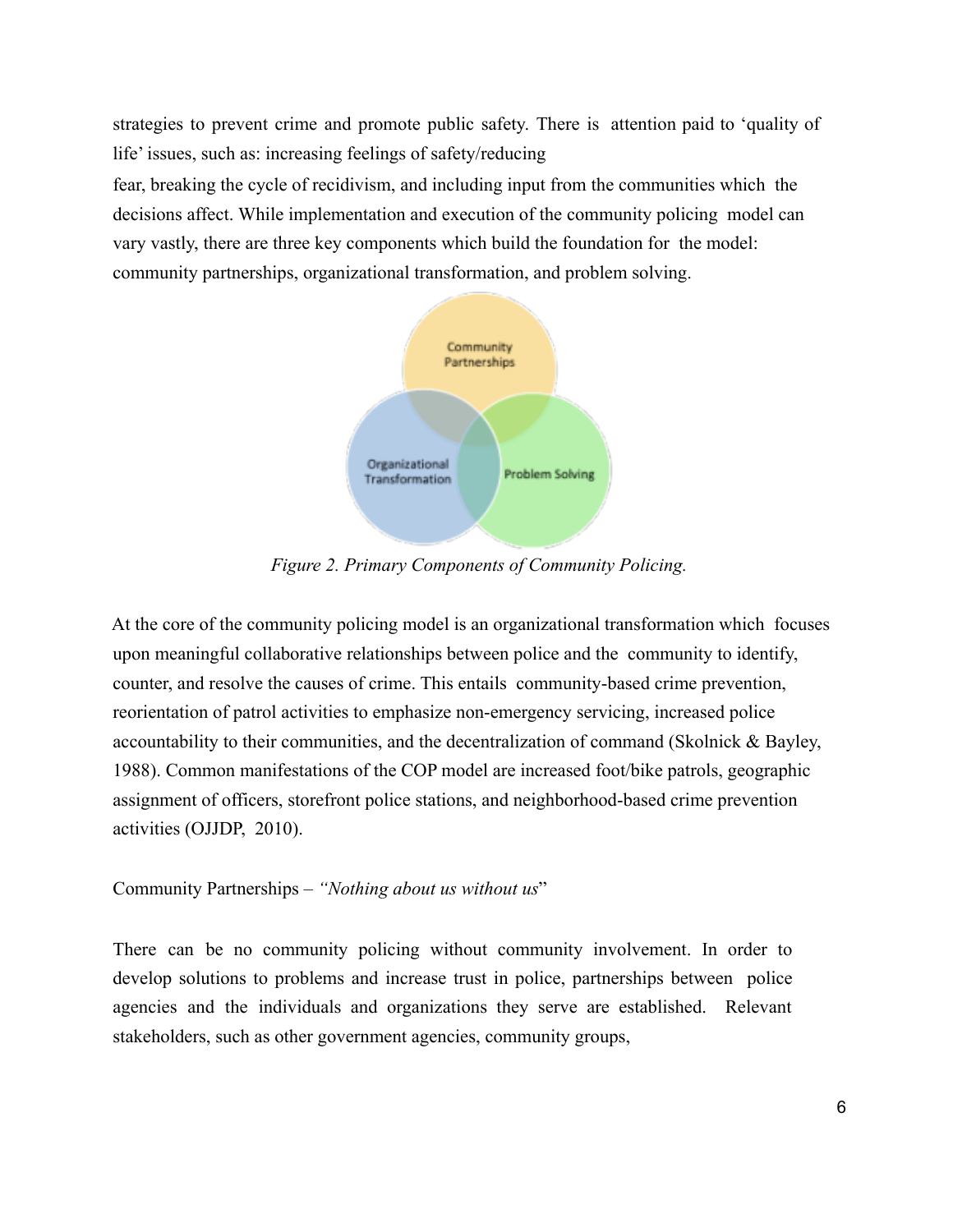strategies to prevent crime and promote public safety. There is attention paid to 'quality of life' issues, such as: increasing feelings of safety/reducing fear, breaking the cycle of recidivism, and including input from the communities which the decisions affect. While implementation and execution of the community policing model can vary vastly, there are three key components which build the foundation for the model: community partnerships, organizational transformation, and problem solving.

*Figure 2. Primary Components of Community Policing.*

At the core of the community policing model is an organizational transformation which focuses upon meaningful collaborative relationships between police and the community to identify, counter, and resolve the causes of crime. This entails community-based crime prevention, reorientation of patrol activities to emphasize non-emergency servicing, increased police accountability to their communities, and the decentralization of command (Skolnick & Bayley, 1988). Common manifestations of the COP model are increased foot/bike patrols, geographic assignment of officers, storefront police stations, and neighborhood-based crime prevention activities (OJJDP, 2010).

Community Partnerships – *"Nothing about us without us*"

There can be no community policing without community involvement. In order to develop solutions to problems and increase trust in police, partnerships between police agencies and the individuals and organizations they serve are established. Relevant stakeholders, such as other government agencies, community groups,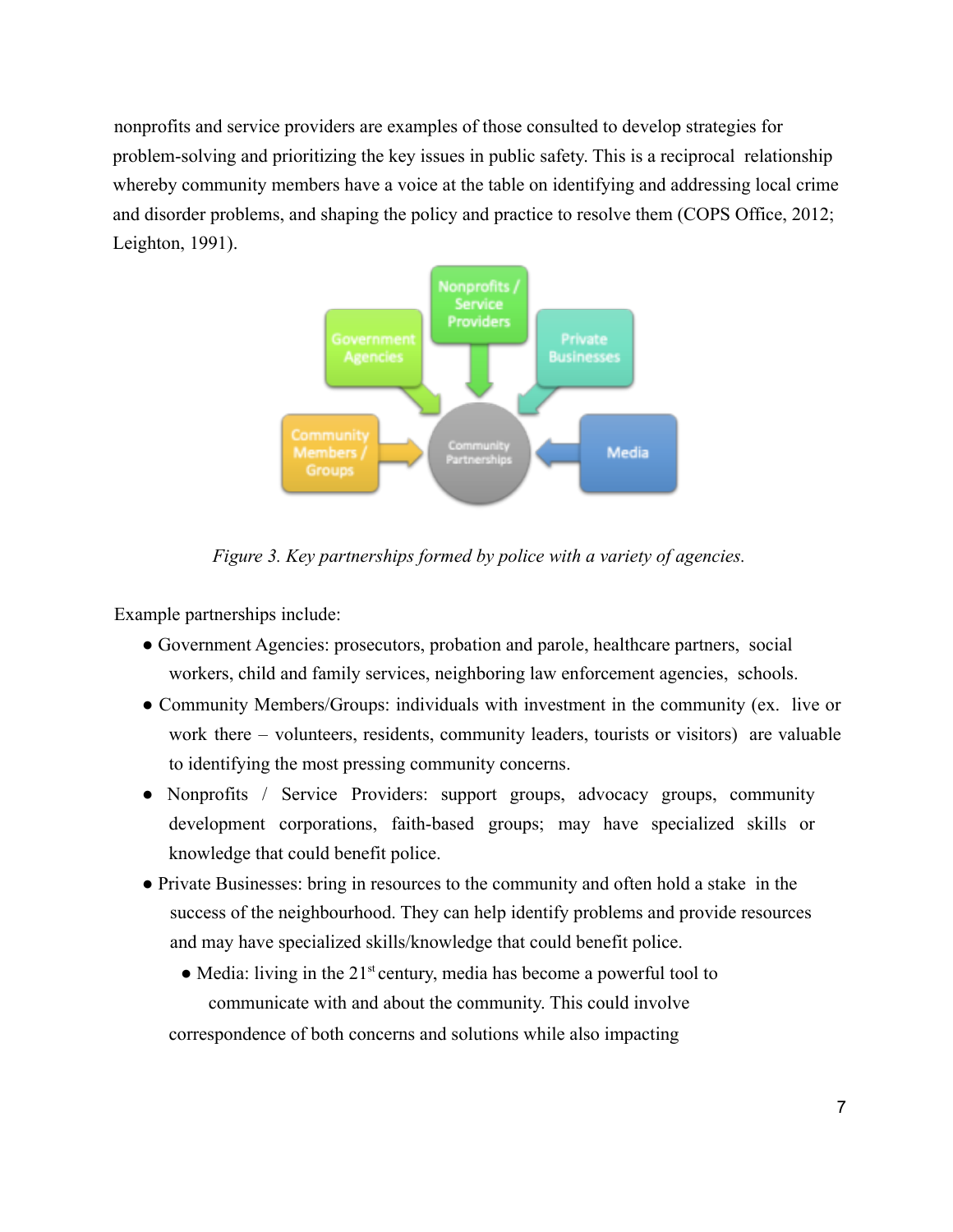nonprofits and service providers are examples of those consulted to develop strategies for problem-solving and prioritizing the key issues in public safety. This is a reciprocal relationship whereby community members have a voice at the table on identifying and addressing local crime and disorder problems, and shaping the policy and practice to resolve them (COPS Office, 2012; Leighton, 1991).

*Figure 3. Key partnerships formed by police with a variety of agencies.*

Example partnerships include:

- Government Agencies: prosecutors, probation and parole, healthcare partners, social workers, child and family services, neighboring law enforcement agencies, schools.
- Community Members/Groups: individuals with investment in the community (ex. live or work there – volunteers, residents, community leaders, tourists or visitors) are valuable to identifying the most pressing community concerns.
- Nonprofits / Service Providers: support groups, advocacy groups, community development corporations, faith-based groups; may have specialized skills or knowledge that could benefit police.
- Private Businesses: bring in resources to the community and often hold a stake in the success of the neighbourhood. They can help identify problems and provide resources and may have specialized skills/knowledge that could benefit police.
- Media: living in the 21st century, media has become a powerful tool to communicate with and about the community. This could involve correspondence of both concerns and solutions while also impacting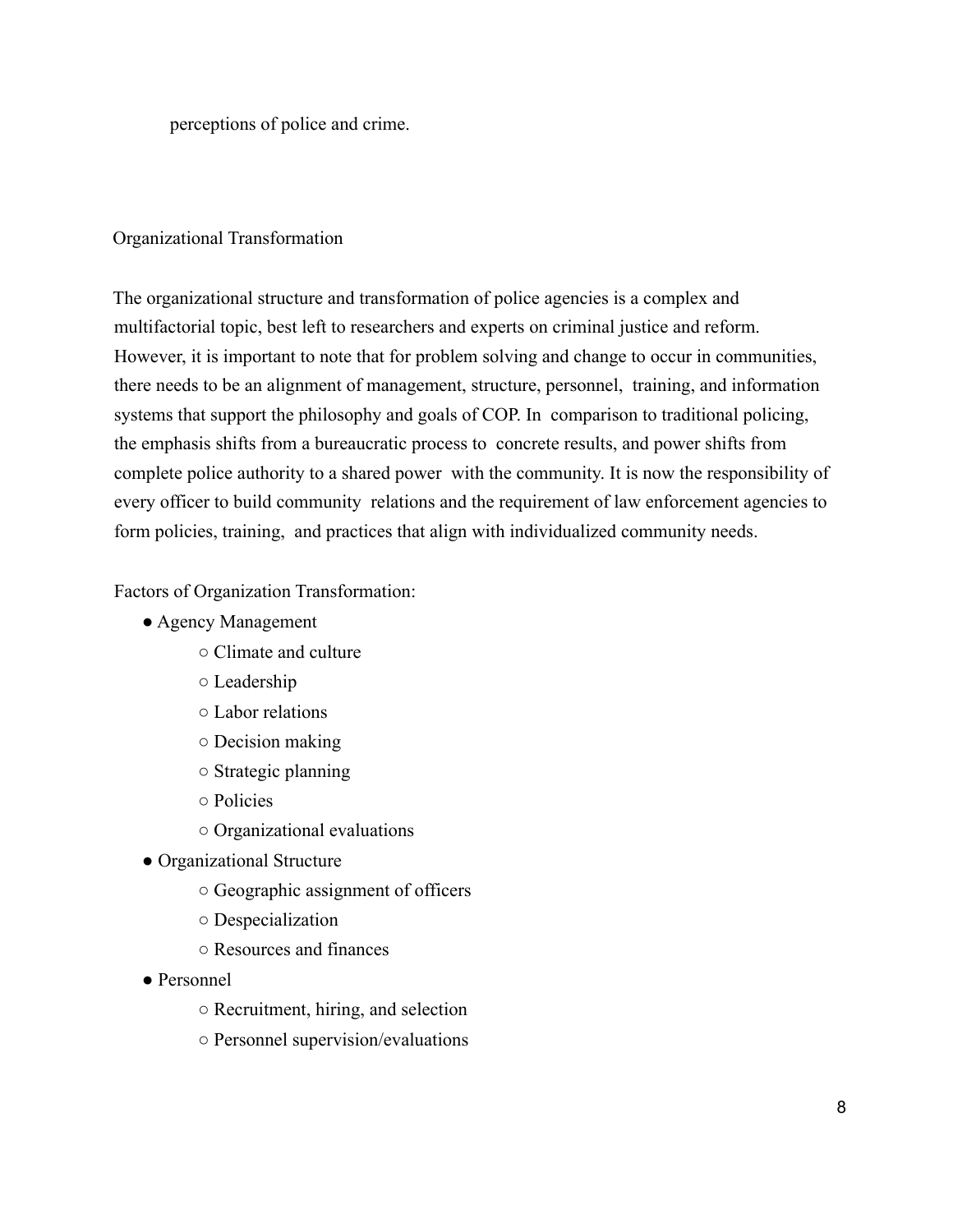perceptions of police and crime.

## Organizational Transformation

The organizational structure and transformation of police agencies is a complex and multifactorial topic, best left to researchers and experts on criminal justice and reform. However, it is important to note that for problem solving and change to occur in communities, there needs to be an alignment of management, structure, personnel, training, and information systems that support the philosophy and goals of COP. In comparison to traditional policing, the emphasis shifts from a bureaucratic process to concrete results, and power shifts from complete police authority to a shared power with the community. It is now the responsibility of every officer to build community relations and the requirement of law enforcement agencies to form policies, training, and practices that align with individualized community needs.

Factors of Organization Transformation:

- Agency Management
    - Climate and culture
    - Leadership
    - Labor relations
    - Decision making
    - Strategic planning
    - Policies
    - Organizational evaluations
- Organizational Structure
    - Geographic assignment of officers
    - Despecialization
    - Resources and finances
- Personnel
    - Recruitment, hiring, and selection
    - Personnel supervision/evaluations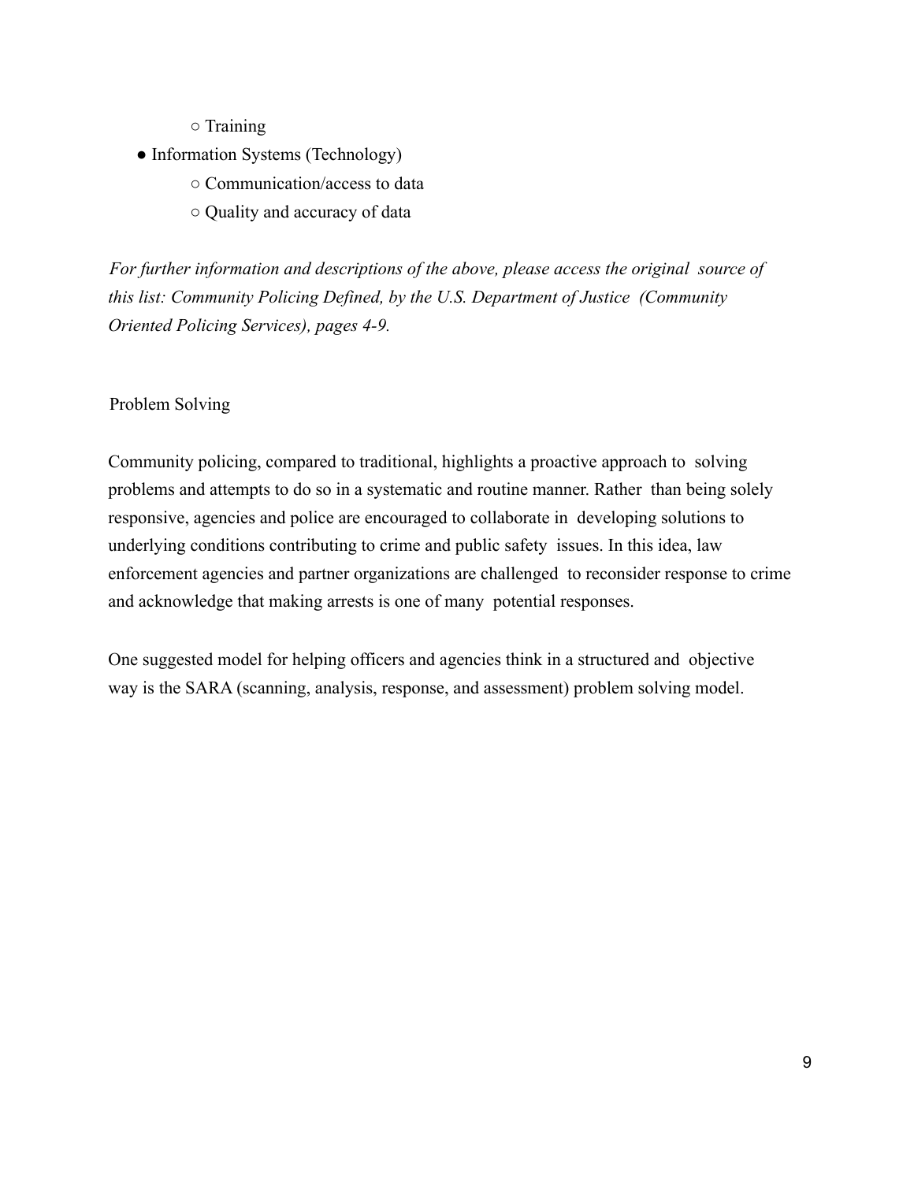- Training
- Information Systems (Technology)
    - Communication/access to data
    - Quality and accuracy of data

*For further information and descriptions of the above, please access the original source of this list: Community Policing Defined, by the U.S. Department of Justice (Community Oriented Policing Services), pages 4-9.*

## Problem Solving

Community policing, compared to traditional, highlights a proactive approach to solving problems and attempts to do so in a systematic and routine manner. Rather than being solely responsive, agencies and police are encouraged to collaborate in developing solutions to underlying conditions contributing to crime and public safety issues. In this idea, law enforcement agencies and partner organizations are challenged to reconsider response to crime and acknowledge that making arrests is one of many potential responses.

One suggested model for helping officers and agencies think in a structured and objective way is the SARA (scanning, analysis, response, and assessment) problem solving model.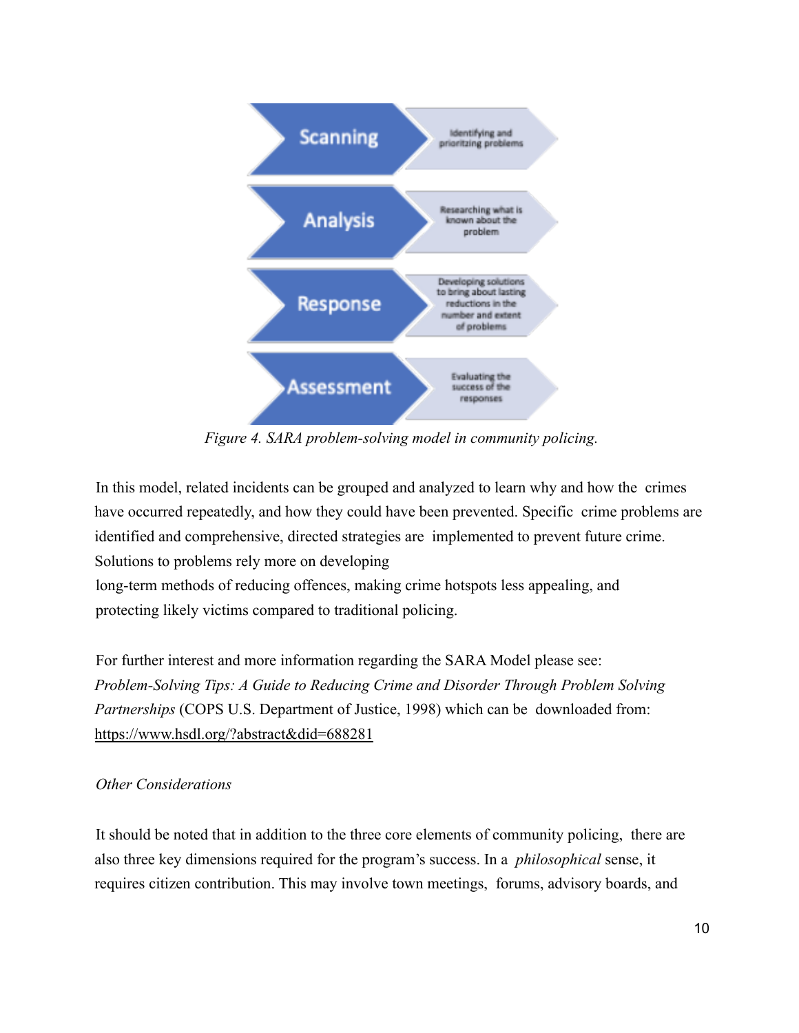**Scanning** – Identifying and prioritizing problems

**Analysis** – Researching what is known about the problem

**Response** – Developing solutions to bring about lasting reductions in the number and extent of problems

**Assessment** – Evaluating the success of the responses

*Figure 4. SARA problem-solving model in community policing.*

In this model, related incidents can be grouped and analyzed to learn why and how the crimes have occurred repeatedly, and how they could have been prevented. Specific crime problems are identified and comprehensive, directed strategies are implemented to prevent future crime. Solutions to problems rely more on developing long-term methods of reducing offences, making crime hotspots less appealing, and protecting likely victims compared to traditional policing.

For further interest and more information regarding the SARA Model please see: *Problem-Solving Tips: A Guide to Reducing Crime and Disorder Through Problem Solving Partnerships* (COPS U.S. Department of Justice, 1998) which can be downloaded from: https://www.hsdl.org/?abstract&did=688281

*Other Considerations*

It should be noted that in addition to the three core elements of community policing, there are also three key dimensions required for the program's success. In a *philosophical* sense, it requires citizen contribution. This may involve town meetings, forums, advisory boards, and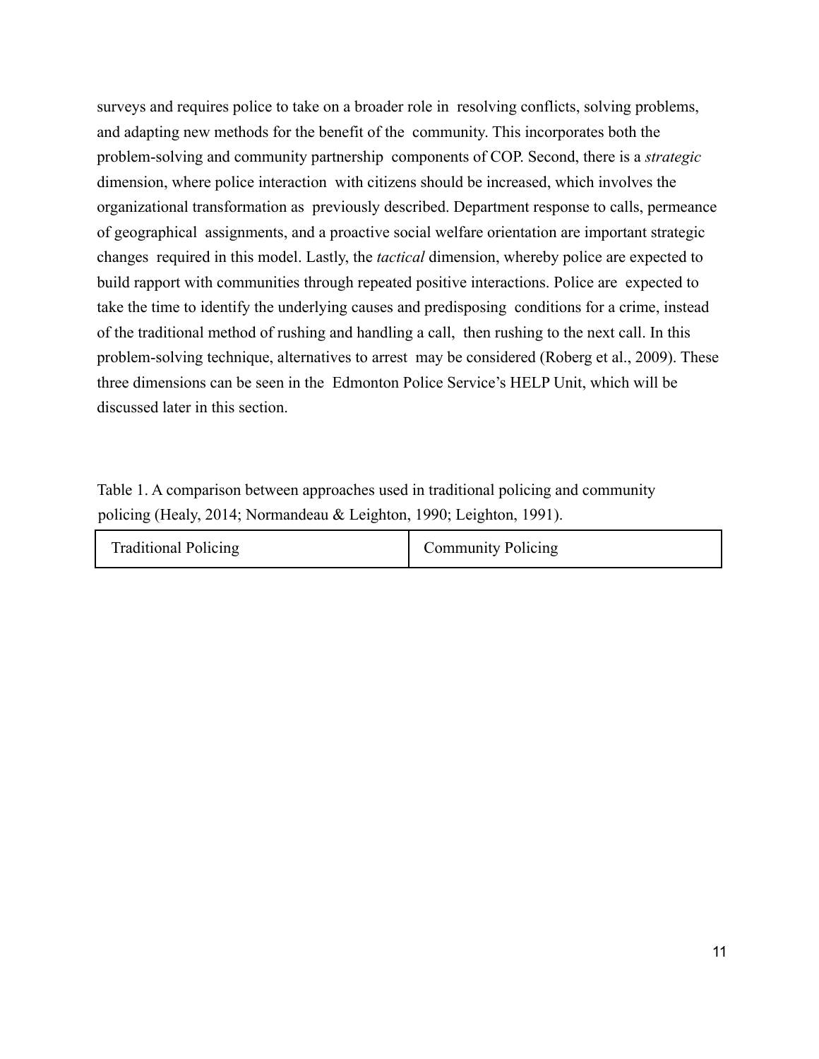surveys and requires police to take on a broader role in resolving conflicts, solving problems, and adapting new methods for the benefit of the community. This incorporates both the problem-solving and community partnership components of COP. Second, there is a *strategic* dimension, where police interaction with citizens should be increased, which involves the organizational transformation as previously described. Department response to calls, permeance of geographical assignments, and a proactive social welfare orientation are important strategic changes required in this model. Lastly, the *tactical* dimension, whereby police are expected to build rapport with communities through repeated positive interactions. Police are expected to take the time to identify the underlying causes and predisposing conditions for a crime, instead of the traditional method of rushing and handling a call, then rushing to the next call. In this problem-solving technique, alternatives to arrest may be considered (Roberg et al., 2009). These three dimensions can be seen in the Edmonton Police Service's HELP Unit, which will be discussed later in this section.

Table 1. A comparison between approaches used in traditional policing and community policing (Healy, 2014; Normandeau & Leighton, 1990; Leighton, 1991).

| Traditional Policing | Community Policing |
| --- | --- |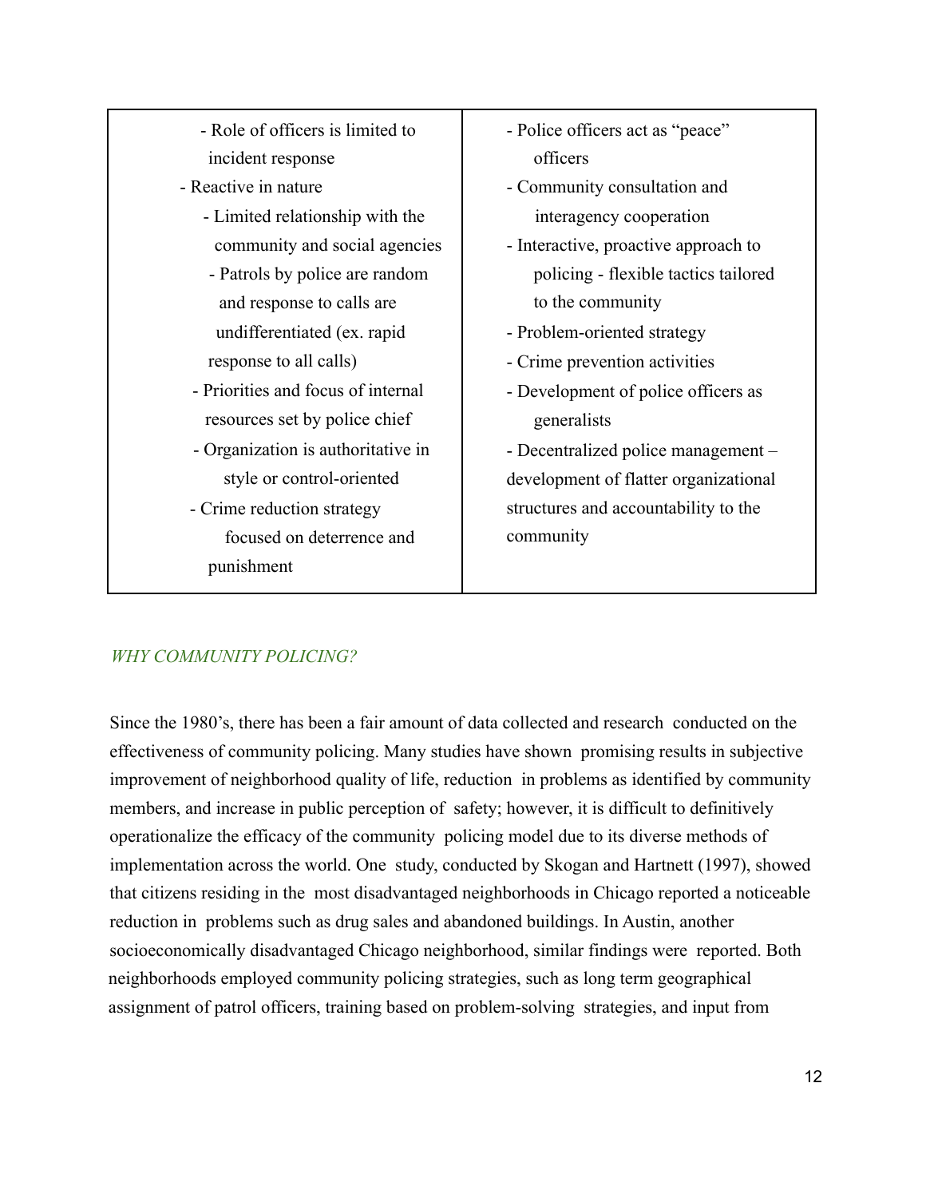| | |
|---|---|
| - Role of officers is limited to incident response<br>- Reactive in nature<br>- Limited relationship with the community and social agencies<br>- Patrols by police are random and response to calls are undifferentiated (ex. rapid response to all calls)<br>- Priorities and focus of internal resources set by police chief<br>- Organization is authoritative in style or control-oriented<br>- Crime reduction strategy focused on deterrence and punishment | - Police officers act as “peace” officers<br>- Community consultation and interagency cooperation<br>- Interactive, proactive approach to policing - flexible tactics tailored to the community<br>- Problem-oriented strategy<br>- Crime prevention activities<br>- Development of police officers as generalists<br>- Decentralized police management – development of flatter organizational structures and accountability to the community |

### *WHY COMMUNITY POLICING?*

Since the 1980’s, there has been a fair amount of data collected and research conducted on the effectiveness of community policing. Many studies have shown promising results in subjective improvement of neighborhood quality of life, reduction in problems as identified by community members, and increase in public perception of safety; however, it is difficult to definitively operationalize the efficacy of the community policing model due to its diverse methods of implementation across the world. One study, conducted by Skogan and Hartnett (1997), showed that citizens residing in the most disadvantaged neighborhoods in Chicago reported a noticeable reduction in problems such as drug sales and abandoned buildings. In Austin, another socioeconomically disadvantaged Chicago neighborhood, similar findings were reported. Both neighborhoods employed community policing strategies, such as long term geographical assignment of patrol officers, training based on problem-solving strategies, and input from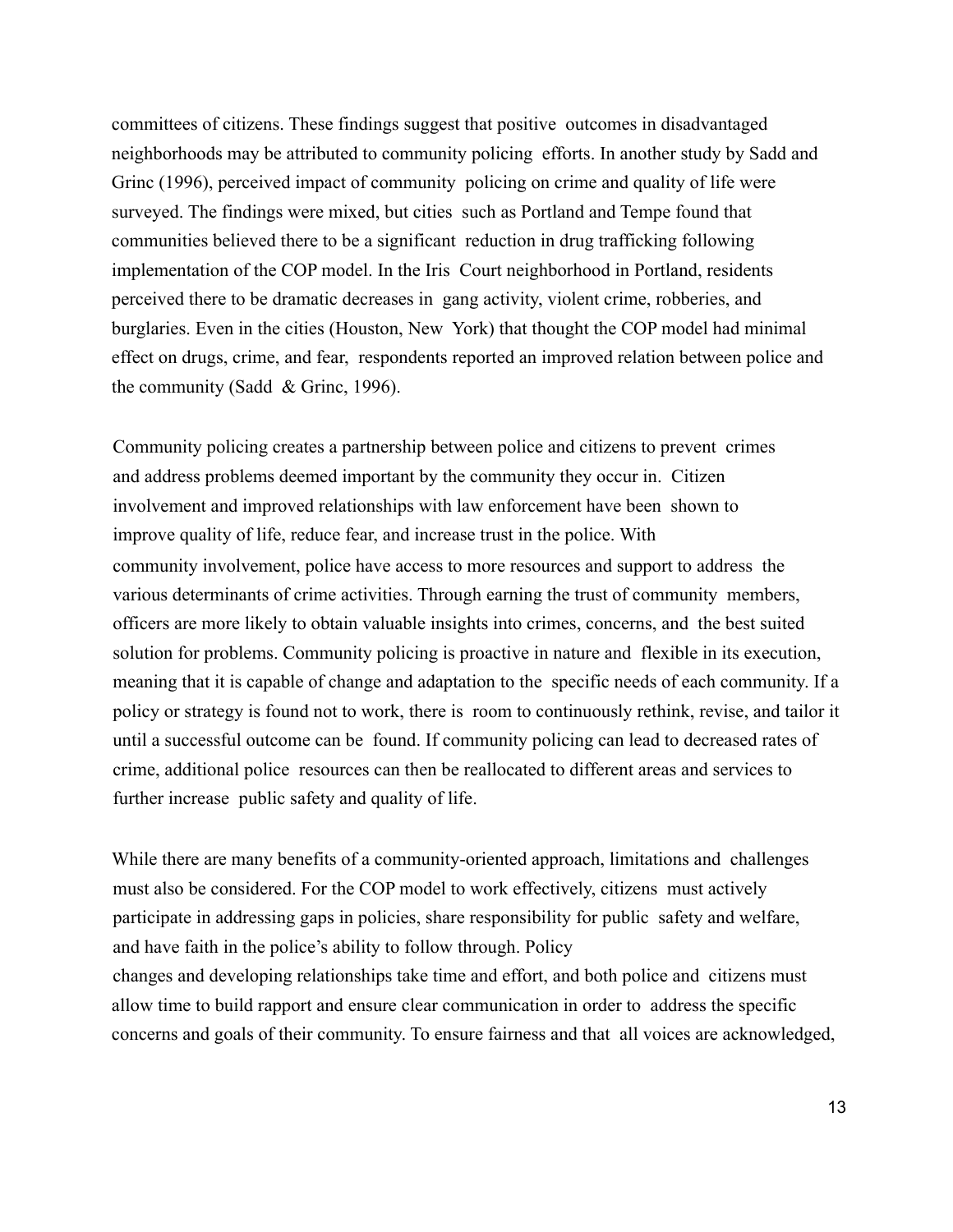committees of citizens. These findings suggest that positive outcomes in disadvantaged neighborhoods may be attributed to community policing efforts. In another study by Sadd and Grinc (1996), perceived impact of community policing on crime and quality of life were surveyed. The findings were mixed, but cities such as Portland and Tempe found that communities believed there to be a significant reduction in drug trafficking following implementation of the COP model. In the Iris Court neighborhood in Portland, residents perceived there to be dramatic decreases in gang activity, violent crime, robberies, and burglaries. Even in the cities (Houston, New York) that thought the COP model had minimal effect on drugs, crime, and fear, respondents reported an improved relation between police and the community (Sadd & Grinc, 1996).

Community policing creates a partnership between police and citizens to prevent crimes and address problems deemed important by the community they occur in. Citizen involvement and improved relationships with law enforcement have been shown to improve quality of life, reduce fear, and increase trust in the police. With community involvement, police have access to more resources and support to address the various determinants of crime activities. Through earning the trust of community members, officers are more likely to obtain valuable insights into crimes, concerns, and the best suited solution for problems. Community policing is proactive in nature and flexible in its execution, meaning that it is capable of change and adaptation to the specific needs of each community. If a policy or strategy is found not to work, there is room to continuously rethink, revise, and tailor it until a successful outcome can be found. If community policing can lead to decreased rates of crime, additional police resources can then be reallocated to different areas and services to further increase public safety and quality of life.

While there are many benefits of a community-oriented approach, limitations and challenges must also be considered. For the COP model to work effectively, citizens must actively participate in addressing gaps in policies, share responsibility for public safety and welfare, and have faith in the police's ability to follow through. Policy changes and developing relationships take time and effort, and both police and citizens must allow time to build rapport and ensure clear communication in order to address the specific concerns and goals of their community. To ensure fairness and that all voices are acknowledged,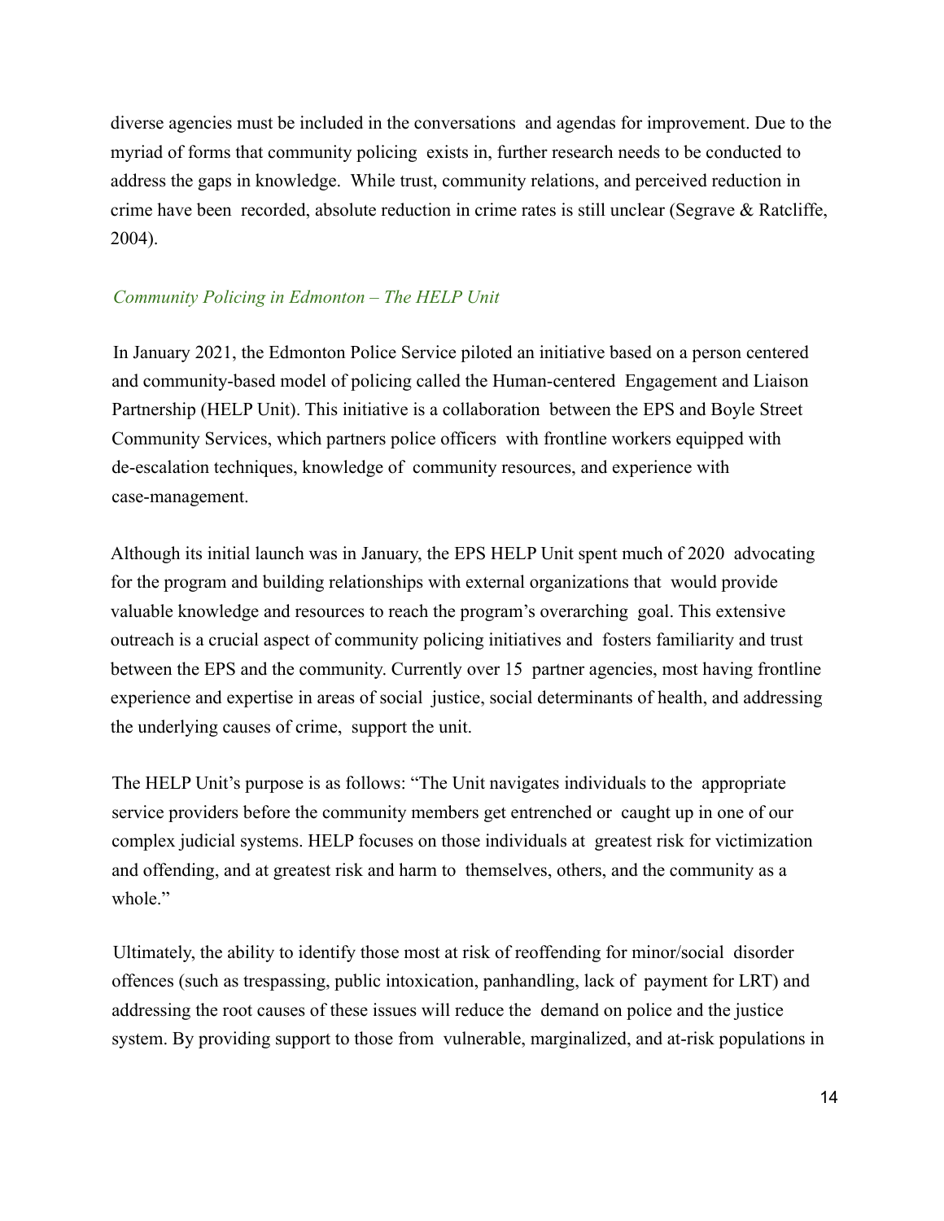diverse agencies must be included in the conversations and agendas for improvement. Due to the myriad of forms that community policing exists in, further research needs to be conducted to address the gaps in knowledge. While trust, community relations, and perceived reduction in crime have been recorded, absolute reduction in crime rates is still unclear (Segrave & Ratcliffe, 2004).

### *Community Policing in Edmonton – The HELP Unit*

In January 2021, the Edmonton Police Service piloted an initiative based on a person centered and community-based model of policing called the Human-centered Engagement and Liaison Partnership (HELP Unit). This initiative is a collaboration between the EPS and Boyle Street Community Services, which partners police officers with frontline workers equipped with de-escalation techniques, knowledge of community resources, and experience with case-management.

Although its initial launch was in January, the EPS HELP Unit spent much of 2020 advocating for the program and building relationships with external organizations that would provide valuable knowledge and resources to reach the program's overarching goal. This extensive outreach is a crucial aspect of community policing initiatives and fosters familiarity and trust between the EPS and the community. Currently over 15 partner agencies, most having frontline experience and expertise in areas of social justice, social determinants of health, and addressing the underlying causes of crime, support the unit.

The HELP Unit's purpose is as follows: "The Unit navigates individuals to the appropriate service providers before the community members get entrenched or caught up in one of our complex judicial systems. HELP focuses on those individuals at greatest risk for victimization and offending, and at greatest risk and harm to themselves, others, and the community as a whole."

Ultimately, the ability to identify those most at risk of reoffending for minor/social disorder offences (such as trespassing, public intoxication, panhandling, lack of payment for LRT) and addressing the root causes of these issues will reduce the demand on police and the justice system. By providing support to those from vulnerable, marginalized, and at-risk populations in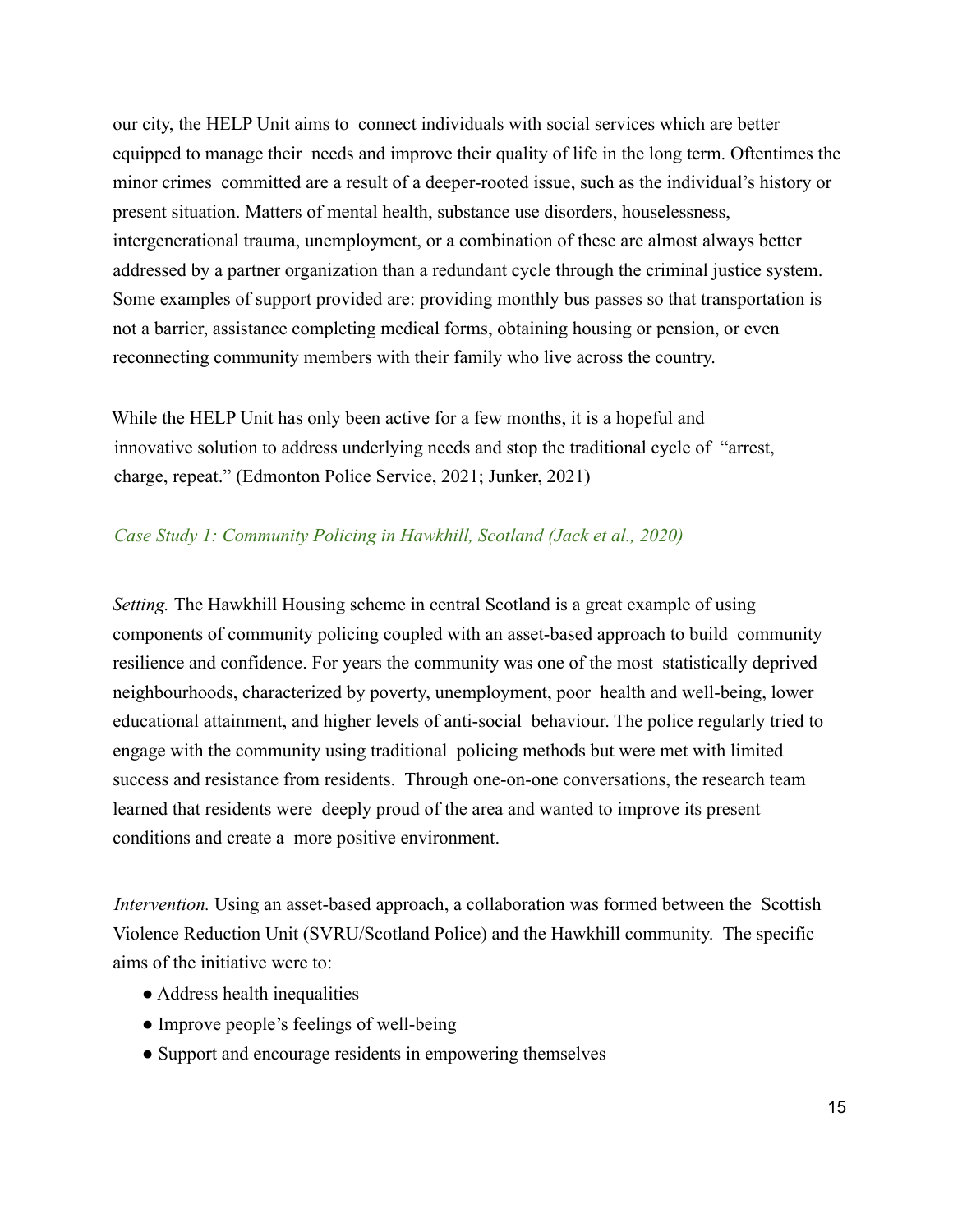our city, the HELP Unit aims to connect individuals with social services which are better equipped to manage their needs and improve their quality of life in the long term. Oftentimes the minor crimes committed are a result of a deeper-rooted issue, such as the individual's history or present situation. Matters of mental health, substance use disorders, houselessness, intergenerational trauma, unemployment, or a combination of these are almost always better addressed by a partner organization than a redundant cycle through the criminal justice system. Some examples of support provided are: providing monthly bus passes so that transportation is not a barrier, assistance completing medical forms, obtaining housing or pension, or even reconnecting community members with their family who live across the country.

While the HELP Unit has only been active for a few months, it is a hopeful and innovative solution to address underlying needs and stop the traditional cycle of "arrest, charge, repeat." (Edmonton Police Service, 2021; Junker, 2021)

### *Case Study 1: Community Policing in Hawkhill, Scotland (Jack et al., 2020)*

*Setting.* The Hawkhill Housing scheme in central Scotland is a great example of using components of community policing coupled with an asset-based approach to build community resilience and confidence. For years the community was one of the most statistically deprived neighbourhoods, characterized by poverty, unemployment, poor health and well-being, lower educational attainment, and higher levels of anti-social behaviour. The police regularly tried to engage with the community using traditional policing methods but were met with limited success and resistance from residents. Through one-on-one conversations, the research team learned that residents were deeply proud of the area and wanted to improve its present conditions and create a more positive environment.

*Intervention.* Using an asset-based approach, a collaboration was formed between the Scottish Violence Reduction Unit (SVRU/Scotland Police) and the Hawkhill community. The specific aims of the initiative were to:

- Address health inequalities
- Improve people's feelings of well-being
- Support and encourage residents in empowering themselves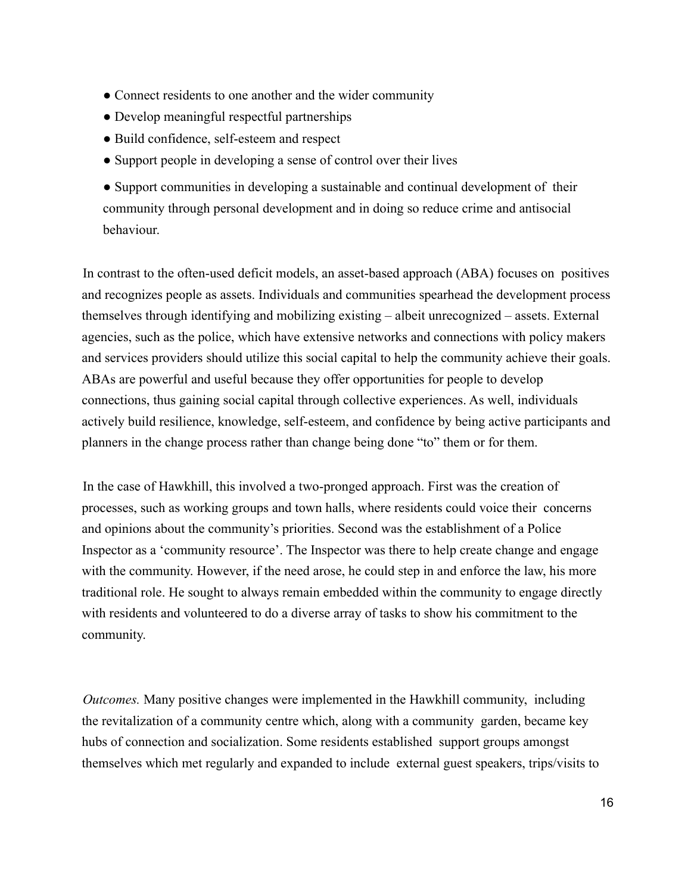- Connect residents to one another and the wider community
- Develop meaningful respectful partnerships
- Build confidence, self-esteem and respect
- Support people in developing a sense of control over their lives
- Support communities in developing a sustainable and continual development of their community through personal development and in doing so reduce crime and antisocial behaviour.

In contrast to the often-used deficit models, an asset-based approach (ABA) focuses on positives and recognizes people as assets. Individuals and communities spearhead the development process themselves through identifying and mobilizing existing – albeit unrecognized – assets. External agencies, such as the police, which have extensive networks and connections with policy makers and services providers should utilize this social capital to help the community achieve their goals. ABAs are powerful and useful because they offer opportunities for people to develop connections, thus gaining social capital through collective experiences. As well, individuals actively build resilience, knowledge, self-esteem, and confidence by being active participants and planners in the change process rather than change being done "to" them or for them.

In the case of Hawkhill, this involved a two-pronged approach. First was the creation of processes, such as working groups and town halls, where residents could voice their concerns and opinions about the community's priorities. Second was the establishment of a Police Inspector as a 'community resource'. The Inspector was there to help create change and engage with the community. However, if the need arose, he could step in and enforce the law, his more traditional role. He sought to always remain embedded within the community to engage directly with residents and volunteered to do a diverse array of tasks to show his commitment to the community.

*Outcomes.* Many positive changes were implemented in the Hawkhill community, including the revitalization of a community centre which, along with a community garden, became key hubs of connection and socialization. Some residents established support groups amongst themselves which met regularly and expanded to include external guest speakers, trips/visits to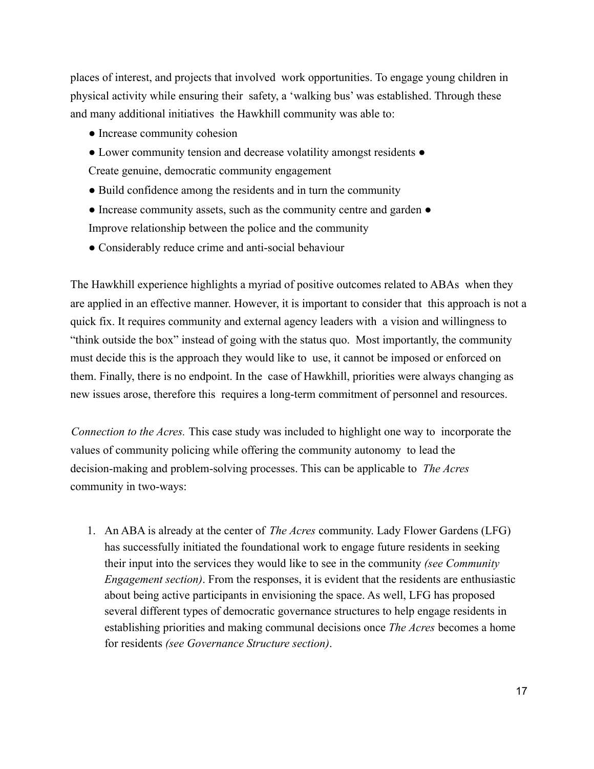places of interest, and projects that involved work opportunities. To engage young children in physical activity while ensuring their safety, a 'walking bus' was established. Through these and many additional initiatives the Hawkhill community was able to:

- Increase community cohesion
- Lower community tension and decrease volatility amongst residents
- Create genuine, democratic community engagement
- Build confidence among the residents and in turn the community
- Increase community assets, such as the community centre and garden
- Improve relationship between the police and the community
- Considerably reduce crime and anti-social behaviour

The Hawkhill experience highlights a myriad of positive outcomes related to ABAs when they are applied in an effective manner. However, it is important to consider that this approach is not a quick fix. It requires community and external agency leaders with a vision and willingness to "think outside the box" instead of going with the status quo. Most importantly, the community must decide this is the approach they would like to use, it cannot be imposed or enforced on them. Finally, there is no endpoint. In the case of Hawkhill, priorities were always changing as new issues arose, therefore this requires a long-term commitment of personnel and resources.

*Connection to the Acres.* This case study was included to highlight one way to incorporate the values of community policing while offering the community autonomy to lead the decision-making and problem-solving processes. This can be applicable to *The Acres* community in two-ways:

1. An ABA is already at the center of *The Acres* community. Lady Flower Gardens (LFG) has successfully initiated the foundational work to engage future residents in seeking their input into the services they would like to see in the community *(see Community Engagement section)*. From the responses, it is evident that the residents are enthusiastic about being active participants in envisioning the space. As well, LFG has proposed several different types of democratic governance structures to help engage residents in establishing priorities and making communal decisions once *The Acres* becomes a home for residents *(see Governance Structure section)*.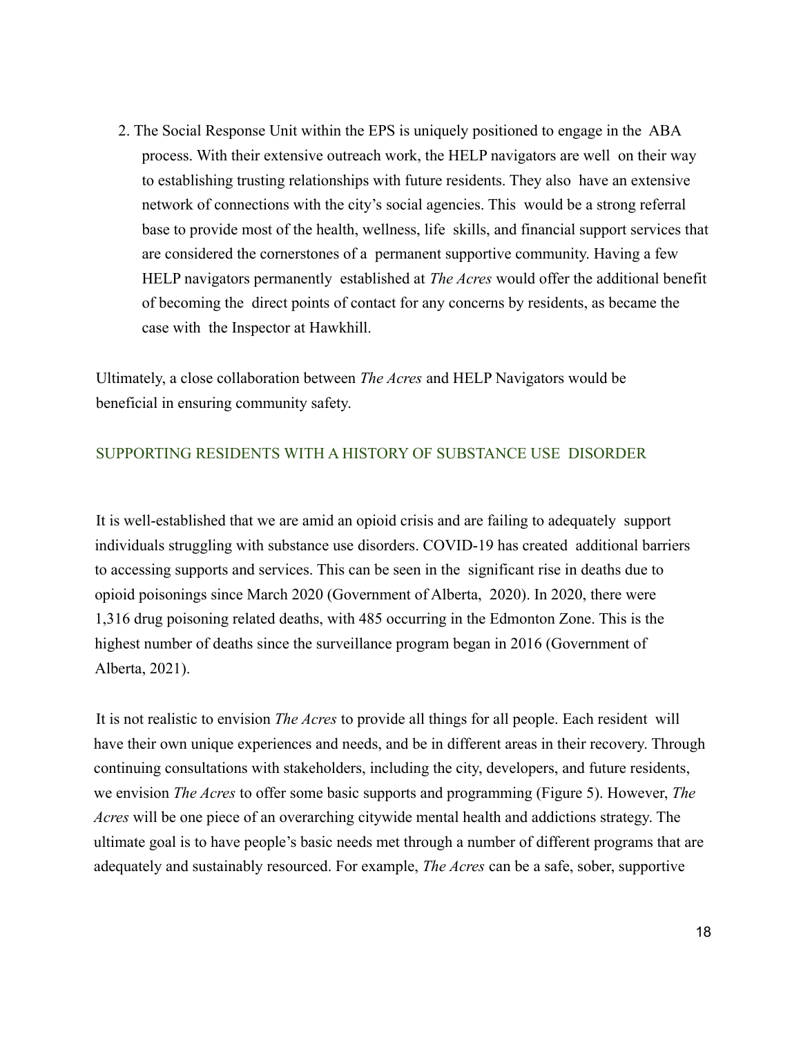2. The Social Response Unit within the EPS is uniquely positioned to engage in the ABA process. With their extensive outreach work, the HELP navigators are well on their way to establishing trusting relationships with future residents. They also have an extensive network of connections with the city's social agencies. This would be a strong referral base to provide most of the health, wellness, life skills, and financial support services that are considered the cornerstones of a permanent supportive community. Having a few HELP navigators permanently established at *The Acres* would offer the additional benefit of becoming the direct points of contact for any concerns by residents, as became the case with the Inspector at Hawkhill.

Ultimately, a close collaboration between *The Acres* and HELP Navigators would be beneficial in ensuring community safety.

## SUPPORTING RESIDENTS WITH A HISTORY OF SUBSTANCE USE DISORDER

It is well-established that we are amid an opioid crisis and are failing to adequately support individuals struggling with substance use disorders. COVID-19 has created additional barriers to accessing supports and services. This can be seen in the significant rise in deaths due to opioid poisonings since March 2020 (Government of Alberta, 2020). In 2020, there were 1,316 drug poisoning related deaths, with 485 occurring in the Edmonton Zone. This is the highest number of deaths since the surveillance program began in 2016 (Government of Alberta, 2021).

It is not realistic to envision *The Acres* to provide all things for all people. Each resident will have their own unique experiences and needs, and be in different areas in their recovery. Through continuing consultations with stakeholders, including the city, developers, and future residents, we envision *The Acres* to offer some basic supports and programming (Figure 5). However, *The Acres* will be one piece of an overarching citywide mental health and addictions strategy. The ultimate goal is to have people's basic needs met through a number of different programs that are adequately and sustainably resourced. For example, *The Acres* can be a safe, sober, supportive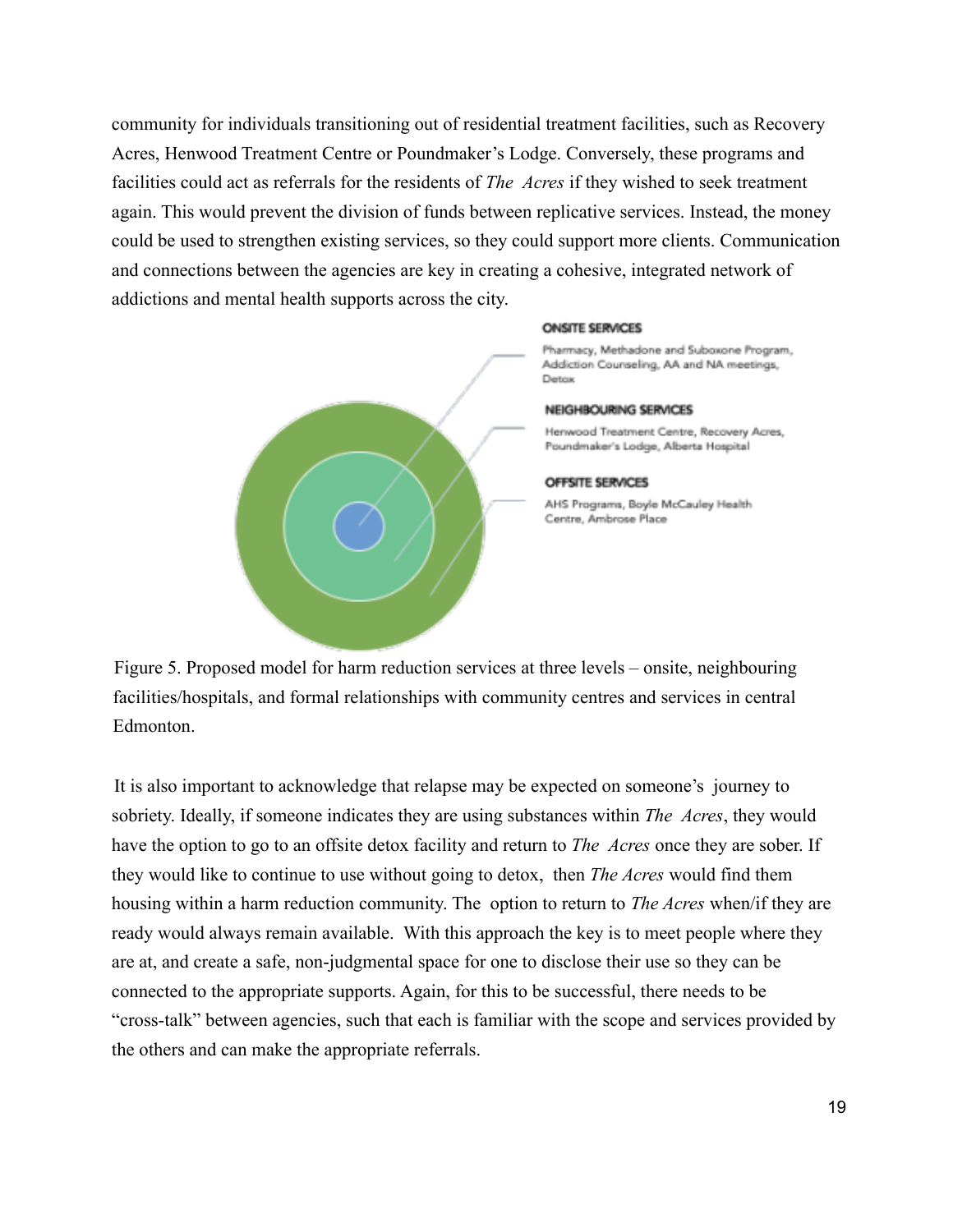community for individuals transitioning out of residential treatment facilities, such as Recovery Acres, Henwood Treatment Centre or Poundmaker's Lodge. Conversely, these programs and facilities could act as referrals for the residents of *The Acres* if they wished to seek treatment again. This would prevent the division of funds between replicative services. Instead, the money could be used to strengthen existing services, so they could support more clients. Communication and connections between the agencies are key in creating a cohesive, integrated network of addictions and mental health supports across the city.

**ONSITE SERVICES**

Pharmacy, Methadone and Suboxone Program, Addiction Counseling, AA and NA meetings, Detox

**NEIGHBOURING SERVICES**

Henwood Treatment Centre, Recovery Acres, Poundmaker's Lodge, Alberta Hospital

**OFFSITE SERVICES**

AHS Programs, Boyle McCauley Health Centre, Ambrose Place

Figure 5. Proposed model for harm reduction services at three levels – onsite, neighbouring facilities/hospitals, and formal relationships with community centres and services in central Edmonton.

It is also important to acknowledge that relapse may be expected on someone's journey to sobriety. Ideally, if someone indicates they are using substances within *The Acres*, they would have the option to go to an offsite detox facility and return to *The Acres* once they are sober. If they would like to continue to use without going to detox, then *The Acres* would find them housing within a harm reduction community. The option to return to *The Acres* when/if they are ready would always remain available. With this approach the key is to meet people where they are at, and create a safe, non-judgmental space for one to disclose their use so they can be connected to the appropriate supports. Again, for this to be successful, there needs to be "cross-talk" between agencies, such that each is familiar with the scope and services provided by the others and can make the appropriate referrals.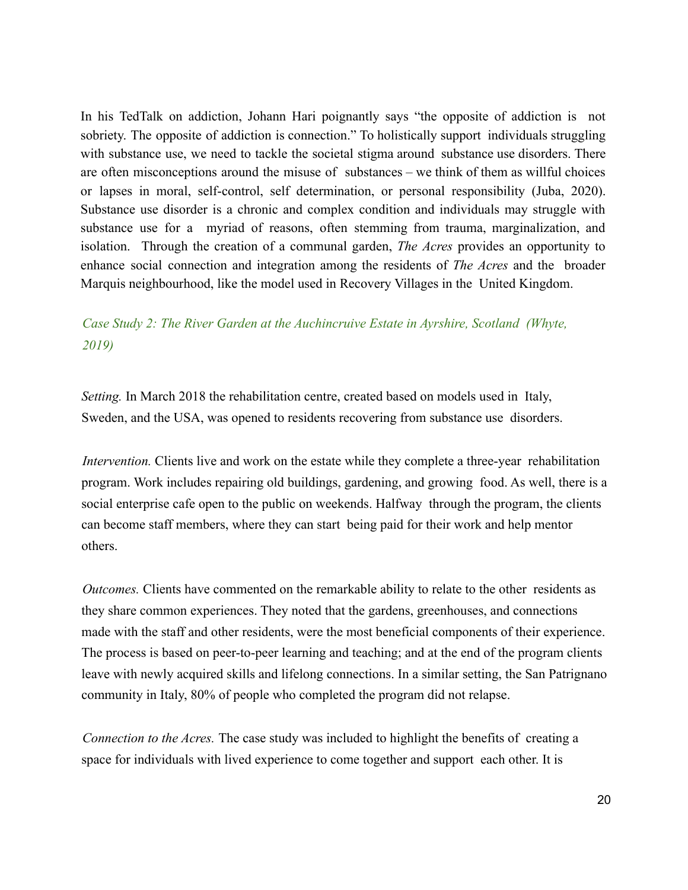In his TedTalk on addiction, Johann Hari poignantly says "the opposite of addiction is not sobriety. The opposite of addiction is connection." To holistically support individuals struggling with substance use, we need to tackle the societal stigma around substance use disorders. There are often misconceptions around the misuse of substances – we think of them as willful choices or lapses in moral, self-control, self determination, or personal responsibility (Juba, 2020). Substance use disorder is a chronic and complex condition and individuals may struggle with substance use for a myriad of reasons, often stemming from trauma, marginalization, and isolation. Through the creation of a communal garden, *The Acres* provides an opportunity to enhance social connection and integration among the residents of *The Acres* and the broader Marquis neighbourhood, like the model used in Recovery Villages in the United Kingdom.

### *Case Study 2: The River Garden at the Auchincruive Estate in Ayrshire, Scotland (Whyte, 2019)*

*Setting.* In March 2018 the rehabilitation centre, created based on models used in Italy, Sweden, and the USA, was opened to residents recovering from substance use disorders.

*Intervention.* Clients live and work on the estate while they complete a three-year rehabilitation program. Work includes repairing old buildings, gardening, and growing food. As well, there is a social enterprise cafe open to the public on weekends. Halfway through the program, the clients can become staff members, where they can start being paid for their work and help mentor others.

*Outcomes.* Clients have commented on the remarkable ability to relate to the other residents as they share common experiences. They noted that the gardens, greenhouses, and connections made with the staff and other residents, were the most beneficial components of their experience. The process is based on peer-to-peer learning and teaching; and at the end of the program clients leave with newly acquired skills and lifelong connections. In a similar setting, the San Patrignano community in Italy, 80% of people who completed the program did not relapse.

*Connection to the Acres.* The case study was included to highlight the benefits of creating a space for individuals with lived experience to come together and support each other. It is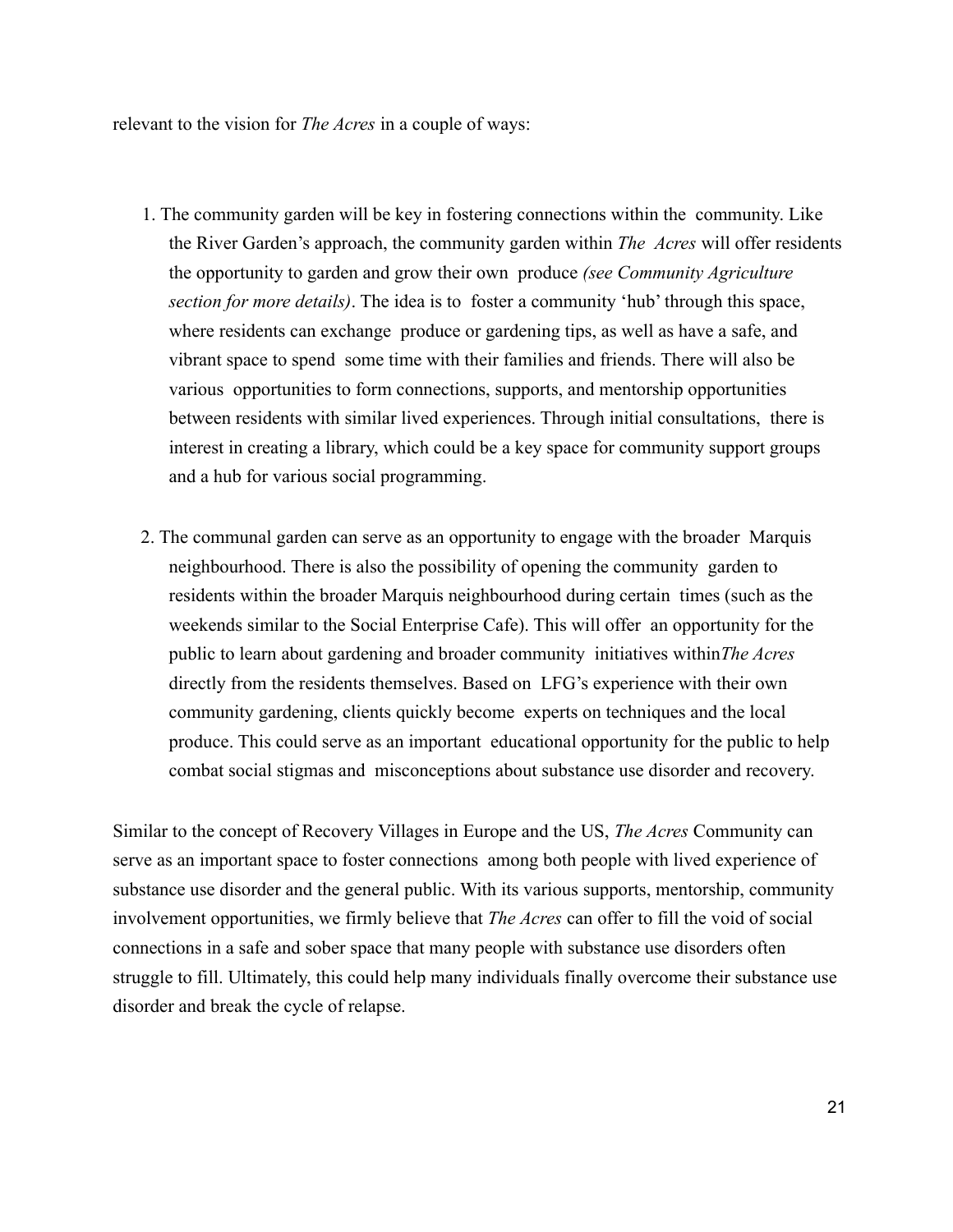relevant to the vision for *The Acres* in a couple of ways:

1. The community garden will be key in fostering connections within the community. Like the River Garden's approach, the community garden within *The Acres* will offer residents the opportunity to garden and grow their own produce *(see Community Agriculture section for more details)*. The idea is to foster a community 'hub' through this space, where residents can exchange produce or gardening tips, as well as have a safe, and vibrant space to spend some time with their families and friends. There will also be various opportunities to form connections, supports, and mentorship opportunities between residents with similar lived experiences. Through initial consultations, there is interest in creating a library, which could be a key space for community support groups and a hub for various social programming.

2. The communal garden can serve as an opportunity to engage with the broader Marquis neighbourhood. There is also the possibility of opening the community garden to residents within the broader Marquis neighbourhood during certain times (such as the weekends similar to the Social Enterprise Cafe). This will offer an opportunity for the public to learn about gardening and broader community initiatives within*The Acres* directly from the residents themselves. Based on LFG's experience with their own community gardening, clients quickly become experts on techniques and the local produce. This could serve as an important educational opportunity for the public to help combat social stigmas and misconceptions about substance use disorder and recovery.

Similar to the concept of Recovery Villages in Europe and the US, *The Acres* Community can serve as an important space to foster connections among both people with lived experience of substance use disorder and the general public. With its various supports, mentorship, community involvement opportunities, we firmly believe that *The Acres* can offer to fill the void of social connections in a safe and sober space that many people with substance use disorders often struggle to fill. Ultimately, this could help many individuals finally overcome their substance use disorder and break the cycle of relapse.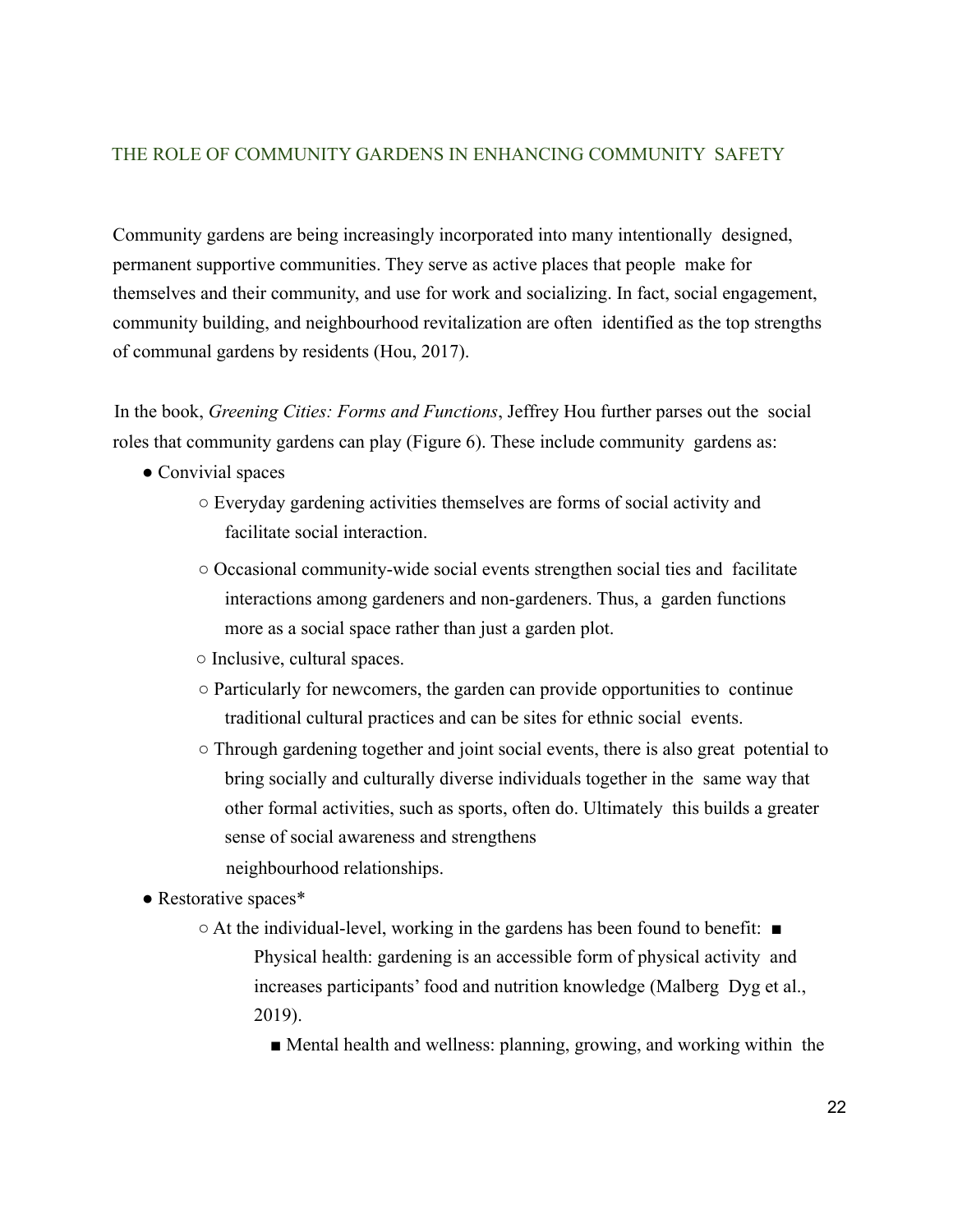## THE ROLE OF COMMUNITY GARDENS IN ENHANCING COMMUNITY SAFETY

Community gardens are being increasingly incorporated into many intentionally designed, permanent supportive communities. They serve as active places that people make for themselves and their community, and use for work and socializing. In fact, social engagement, community building, and neighbourhood revitalization are often identified as the top strengths of communal gardens by residents (Hou, 2017).

In the book, *Greening Cities: Forms and Functions*, Jeffrey Hou further parses out the social roles that community gardens can play (Figure 6). These include community gardens as:

- Convivial spaces
  - Everyday gardening activities themselves are forms of social activity and facilitate social interaction.
  - Occasional community-wide social events strengthen social ties and facilitate interactions among gardeners and non-gardeners. Thus, a garden functions more as a social space rather than just a garden plot.
  - Inclusive, cultural spaces.
  - Particularly for newcomers, the garden can provide opportunities to continue traditional cultural practices and can be sites for ethnic social events.
  - Through gardening together and joint social events, there is also great potential to bring socially and culturally diverse individuals together in the same way that other formal activities, such as sports, often do. Ultimately this builds a greater sense of social awareness and strengthens neighbourhood relationships.
- Restorative spaces*
  - At the individual-level, working in the gardens has been found to benefit:
    - Physical health: gardening is an accessible form of physical activity and increases participants' food and nutrition knowledge (Malberg Dyg et al., 2019).
    - Mental health and wellness: planning, growing, and working within the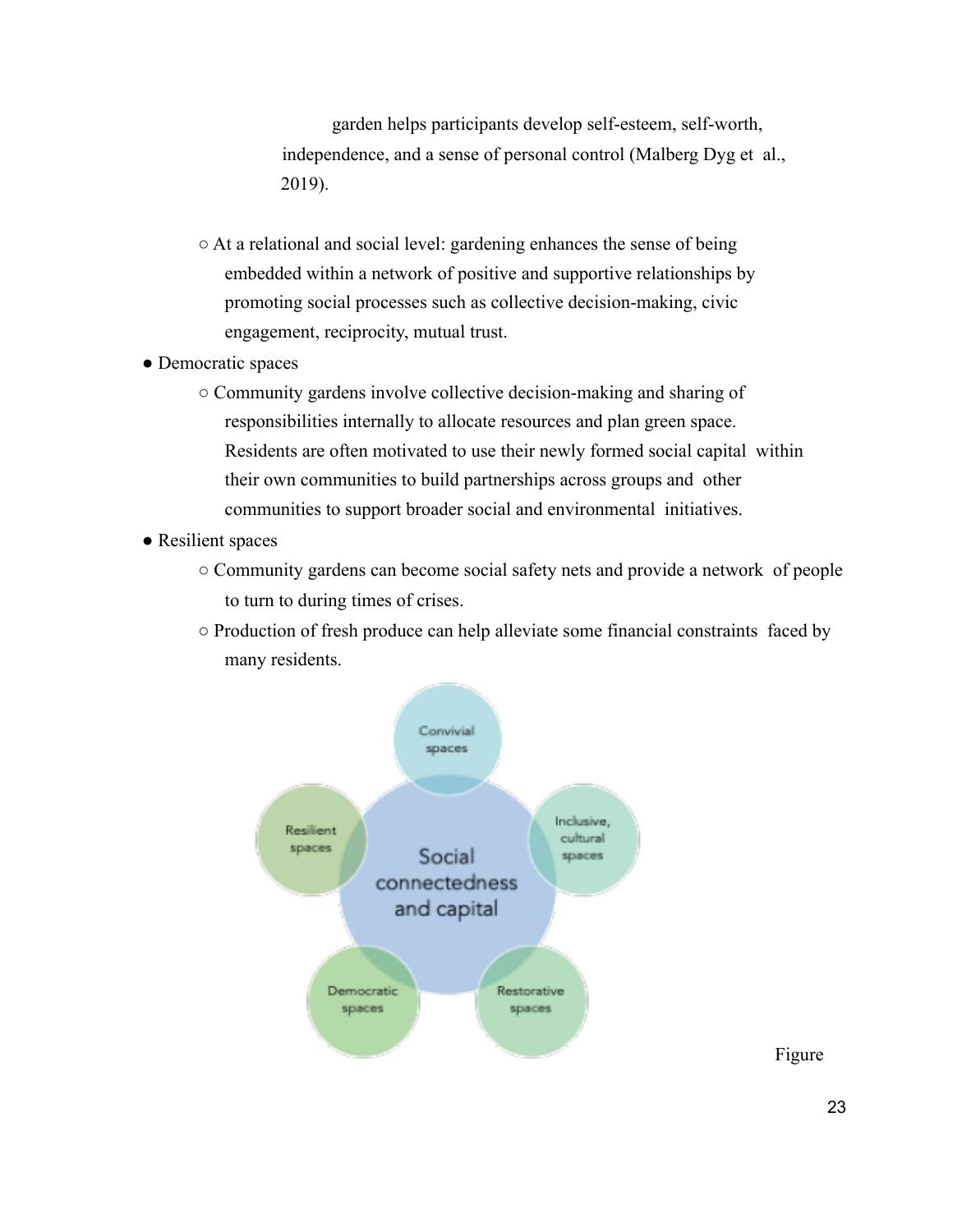garden helps participants develop self-esteem, self-worth, independence, and a sense of personal control (Malberg Dyg et al., 2019).

- At a relational and social level: gardening enhances the sense of being embedded within a network of positive and supportive relationships by promoting social processes such as collective decision-making, civic engagement, reciprocity, mutual trust.

- Democratic spaces
  - Community gardens involve collective decision-making and sharing of responsibilities internally to allocate resources and plan green space. Residents are often motivated to use their newly formed social capital within their own communities to build partnerships across groups and other communities to support broader social and environmental initiatives.
- Resilient spaces
  - Community gardens can become social safety nets and provide a network of people to turn to during times of crises.
  - Production of fresh produce can help alleviate some financial constraints faced by many residents.

Social connectedness and capital

Convivial spaces

Inclusive, cultural spaces

Restorative spaces

Democratic spaces

Resilient spaces

Figure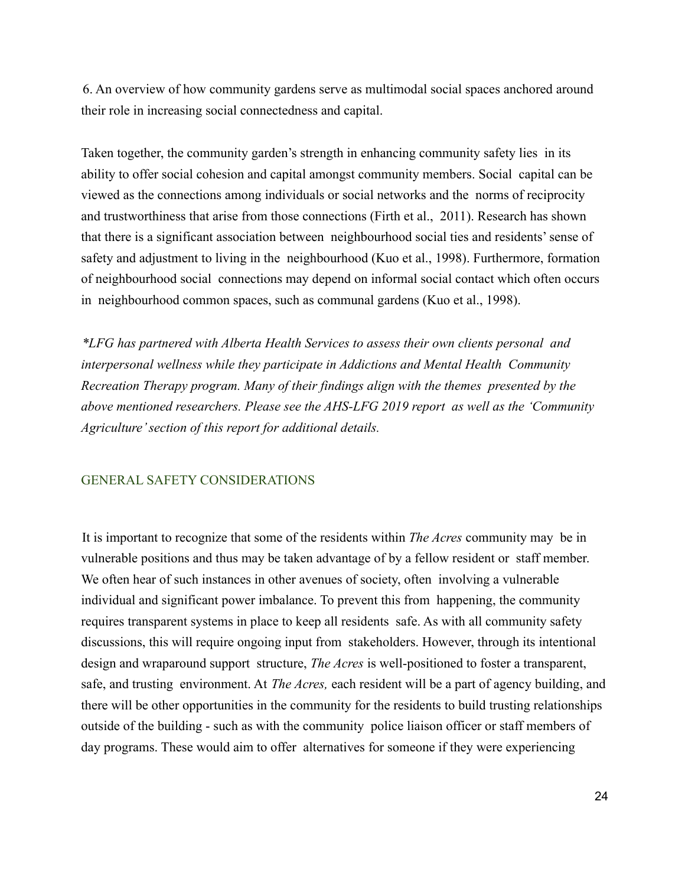6. An overview of how community gardens serve as multimodal social spaces anchored around their role in increasing social connectedness and capital.

Taken together, the community garden's strength in enhancing community safety lies in its ability to offer social cohesion and capital amongst community members. Social capital can be viewed as the connections among individuals or social networks and the norms of reciprocity and trustworthiness that arise from those connections (Firth et al., 2011). Research has shown that there is a significant association between neighbourhood social ties and residents' sense of safety and adjustment to living in the neighbourhood (Kuo et al., 1998). Furthermore, formation of neighbourhood social connections may depend on informal social contact which often occurs in neighbourhood common spaces, such as communal gardens (Kuo et al., 1998).

*\*LFG has partnered with Alberta Health Services to assess their own clients personal and interpersonal wellness while they participate in Addictions and Mental Health Community Recreation Therapy program. Many of their findings align with the themes presented by the above mentioned researchers. Please see the AHS-LFG 2019 report as well as the 'Community Agriculture' section of this report for additional details.*

## GENERAL SAFETY CONSIDERATIONS

It is important to recognize that some of the residents within *The Acres* community may be in vulnerable positions and thus may be taken advantage of by a fellow resident or staff member. We often hear of such instances in other avenues of society, often involving a vulnerable individual and significant power imbalance. To prevent this from happening, the community requires transparent systems in place to keep all residents safe. As with all community safety discussions, this will require ongoing input from stakeholders. However, through its intentional design and wraparound support structure, *The Acres* is well-positioned to foster a transparent, safe, and trusting environment. At *The Acres,* each resident will be a part of agency building, and there will be other opportunities in the community for the residents to build trusting relationships outside of the building - such as with the community police liaison officer or staff members of day programs. These would aim to offer alternatives for someone if they were experiencing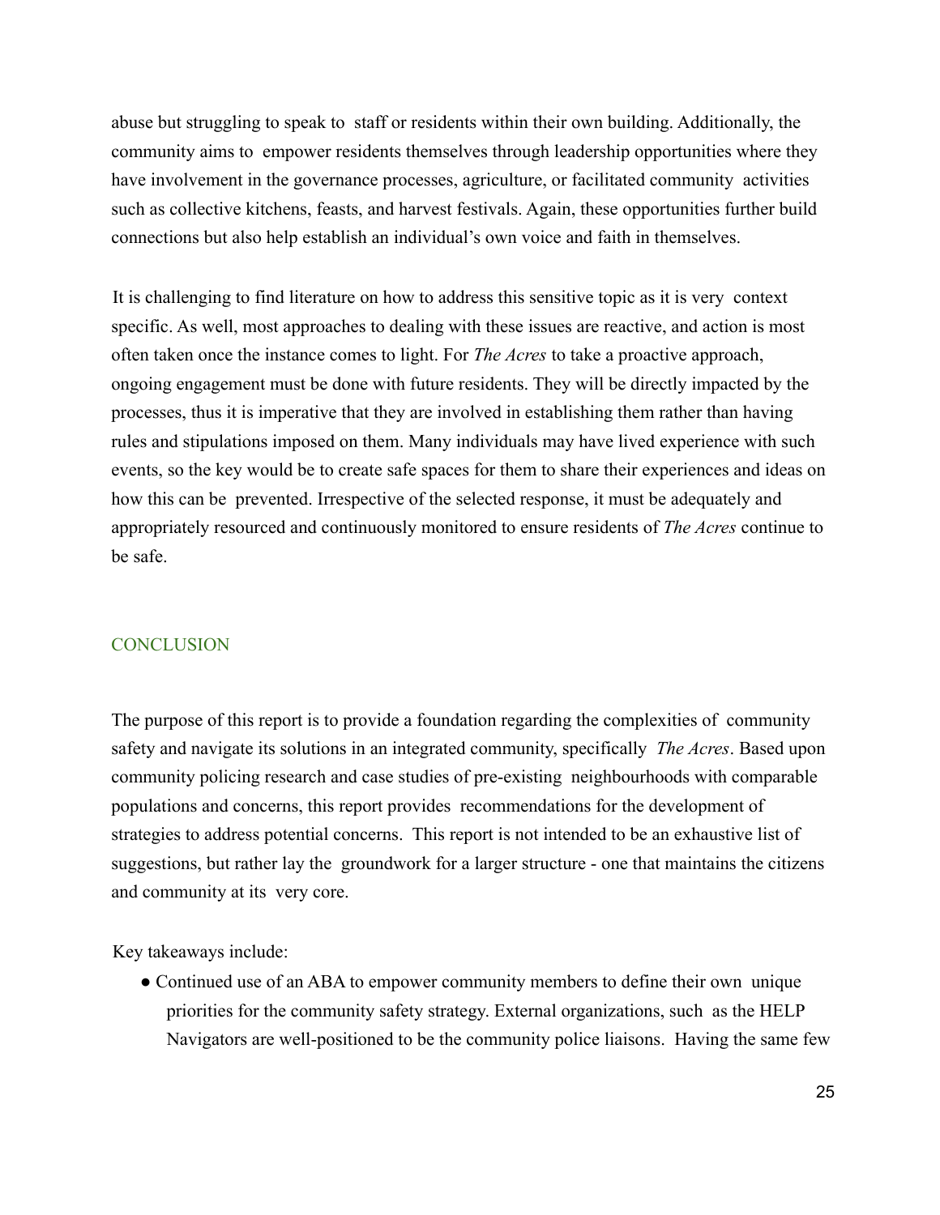abuse but struggling to speak to staff or residents within their own building. Additionally, the community aims to empower residents themselves through leadership opportunities where they have involvement in the governance processes, agriculture, or facilitated community activities such as collective kitchens, feasts, and harvest festivals. Again, these opportunities further build connections but also help establish an individual's own voice and faith in themselves.

It is challenging to find literature on how to address this sensitive topic as it is very context specific. As well, most approaches to dealing with these issues are reactive, and action is most often taken once the instance comes to light. For *The Acres* to take a proactive approach, ongoing engagement must be done with future residents. They will be directly impacted by the processes, thus it is imperative that they are involved in establishing them rather than having rules and stipulations imposed on them. Many individuals may have lived experience with such events, so the key would be to create safe spaces for them to share their experiences and ideas on how this can be prevented. Irrespective of the selected response, it must be adequately and appropriately resourced and continuously monitored to ensure residents of *The Acres* continue to be safe.

## CONCLUSION

The purpose of this report is to provide a foundation regarding the complexities of community safety and navigate its solutions in an integrated community, specifically *The Acres*. Based upon community policing research and case studies of pre-existing neighbourhoods with comparable populations and concerns, this report provides recommendations for the development of strategies to address potential concerns. This report is not intended to be an exhaustive list of suggestions, but rather lay the groundwork for a larger structure - one that maintains the citizens and community at its very core.

Key takeaways include:

- Continued use of an ABA to empower community members to define their own unique priorities for the community safety strategy. External organizations, such as the HELP Navigators are well-positioned to be the community police liaisons. Having the same few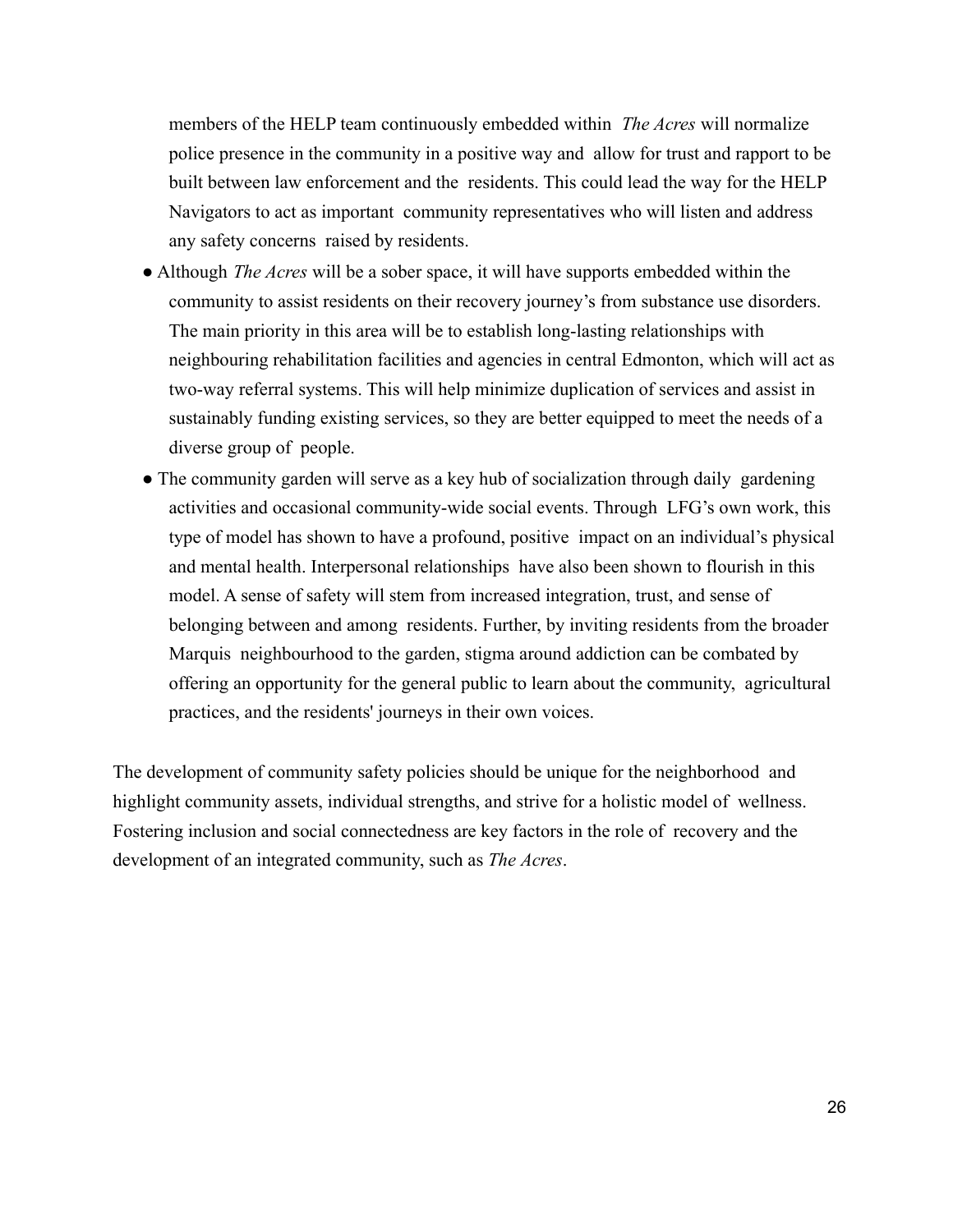members of the HELP team continuously embedded within *The Acres* will normalize police presence in the community in a positive way and allow for trust and rapport to be built between law enforcement and the residents. This could lead the way for the HELP Navigators to act as important community representatives who will listen and address any safety concerns raised by residents.

- Although *The Acres* will be a sober space, it will have supports embedded within the community to assist residents on their recovery journey's from substance use disorders. The main priority in this area will be to establish long-lasting relationships with neighbouring rehabilitation facilities and agencies in central Edmonton, which will act as two-way referral systems. This will help minimize duplication of services and assist in sustainably funding existing services, so they are better equipped to meet the needs of a diverse group of people.
- The community garden will serve as a key hub of socialization through daily gardening activities and occasional community-wide social events. Through LFG's own work, this type of model has shown to have a profound, positive impact on an individual's physical and mental health. Interpersonal relationships have also been shown to flourish in this model. A sense of safety will stem from increased integration, trust, and sense of belonging between and among residents. Further, by inviting residents from the broader Marquis neighbourhood to the garden, stigma around addiction can be combated by offering an opportunity for the general public to learn about the community, agricultural practices, and the residents' journeys in their own voices.

The development of community safety policies should be unique for the neighborhood and highlight community assets, individual strengths, and strive for a holistic model of wellness. Fostering inclusion and social connectedness are key factors in the role of recovery and the development of an integrated community, such as *The Acres*.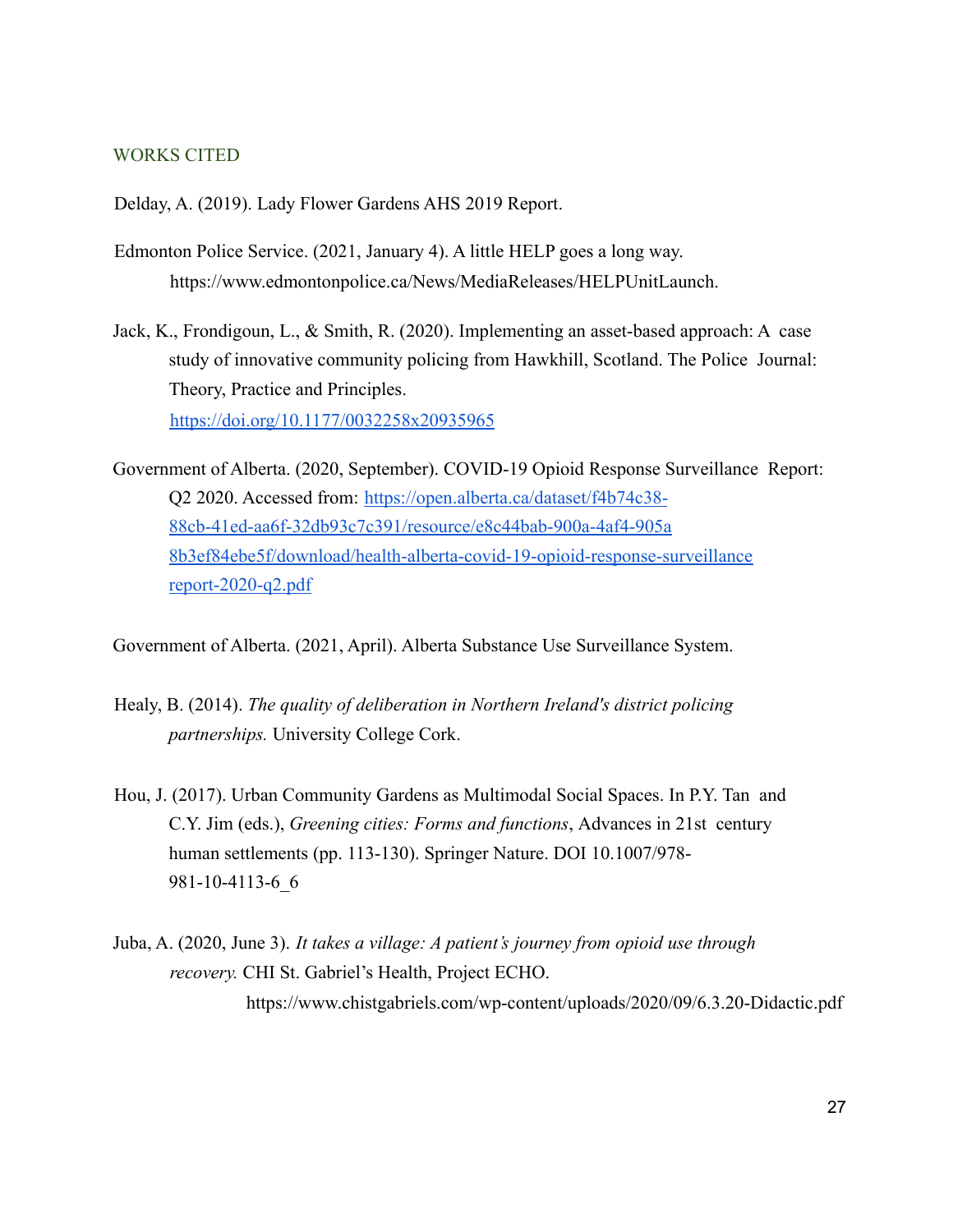## WORKS CITED

Delday, A. (2019). Lady Flower Gardens AHS 2019 Report.

Edmonton Police Service. (2021, January 4). A little HELP goes a long way. https://www.edmontonpolice.ca/News/MediaReleases/HELPUnitLaunch.

Jack, K., Frondigoun, L., & Smith, R. (2020). Implementing an asset-based approach: A case study of innovative community policing from Hawkhill, Scotland. The Police Journal: Theory, Practice and Principles. https://doi.org/10.1177/0032258x20935965

Government of Alberta. (2020, September). COVID-19 Opioid Response Surveillance Report: Q2 2020. Accessed from: https://open.alberta.ca/dataset/f4b74c38-88cb-41ed-aa6f-32db93c7c391/resource/e8c44bab-900a-4af4-905a 8b3ef84ebe5f/download/health-alberta-covid-19-opioid-response-surveillance report-2020-q2.pdf

Government of Alberta. (2021, April). Alberta Substance Use Surveillance System.

Healy, B. (2014). *The quality of deliberation in Northern Ireland's district policing partnerships.* University College Cork.

Hou, J. (2017). Urban Community Gardens as Multimodal Social Spaces. In P.Y. Tan and C.Y. Jim (eds.), *Greening cities: Forms and functions*, Advances in 21st century human settlements (pp. 113-130). Springer Nature. DOI 10.1007/978-981-10-4113-6_6

Juba, A. (2020, June 3). *It takes a village: A patient's journey from opioid use through recovery.* CHI St. Gabriel's Health, Project ECHO. https://www.chistgabriels.com/wp-content/uploads/2020/09/6.3.20-Didactic.pdf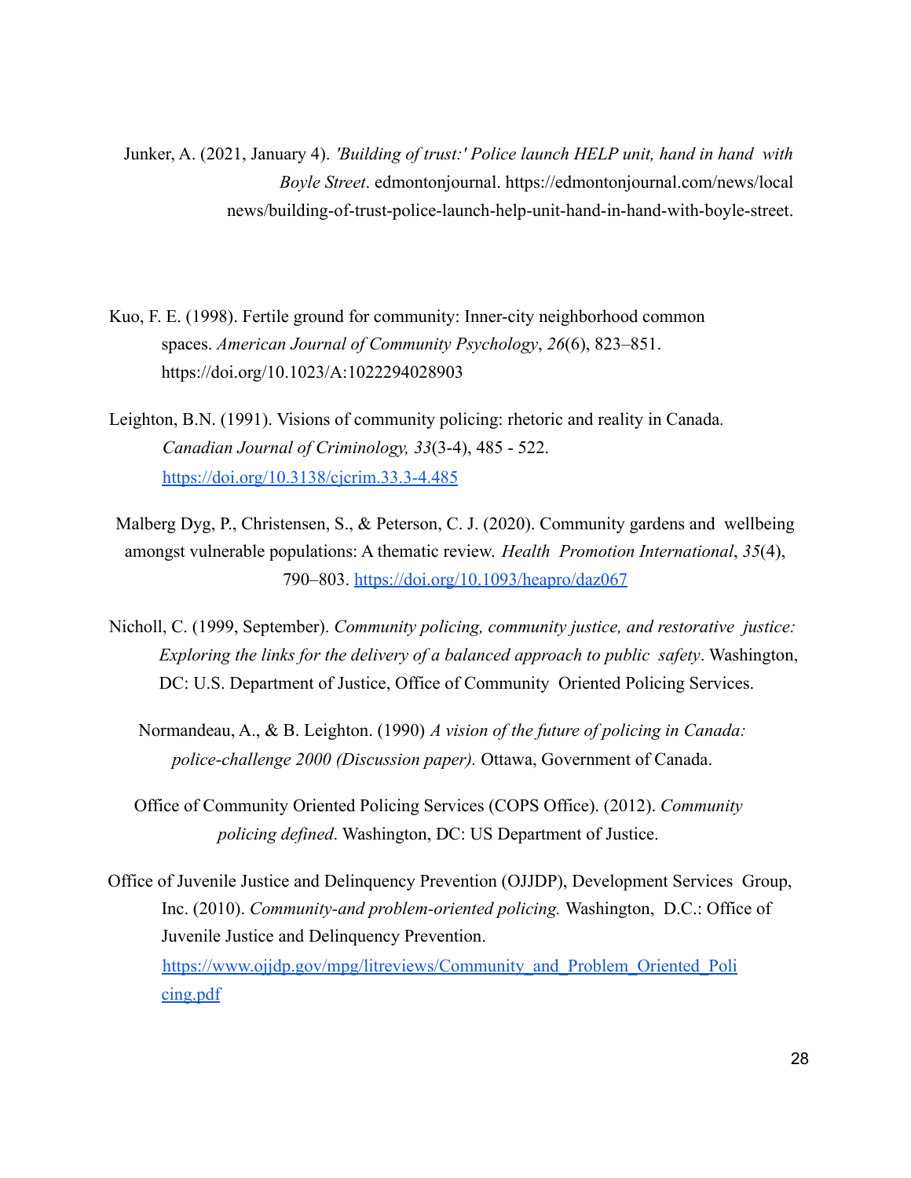Junker, A. (2021, January 4). *'Building of trust:' Police launch HELP unit, hand in hand with Boyle Street*. edmontonjournal. https://edmontonjournal.com/news/local news/building-of-trust-police-launch-help-unit-hand-in-hand-with-boyle-street.

Kuo, F. E. (1998). Fertile ground for community: Inner-city neighborhood common spaces. *American Journal of Community Psychology*, *26*(6), 823–851. https://doi.org/10.1023/A:1022294028903

Leighton, B.N. (1991). Visions of community policing: rhetoric and reality in Canada. *Canadian Journal of Criminology, 33*(3-4), 485 - 522. https://doi.org/10.3138/cjcrim.33.3-4.485

Malberg Dyg, P., Christensen, S., & Peterson, C. J. (2020). Community gardens and wellbeing amongst vulnerable populations: A thematic review. *Health Promotion International*, *35*(4), 790–803. https://doi.org/10.1093/heapro/daz067

Nicholl, C. (1999, September). *Community policing, community justice, and restorative justice: Exploring the links for the delivery of a balanced approach to public safety*. Washington, DC: U.S. Department of Justice, Office of Community Oriented Policing Services.

Normandeau, A., & B. Leighton. (1990) *A vision of the future of policing in Canada: police-challenge 2000 (Discussion paper).* Ottawa, Government of Canada.

Office of Community Oriented Policing Services (COPS Office). (2012). *Community policing defined*. Washington, DC: US Department of Justice.

Office of Juvenile Justice and Delinquency Prevention (OJJDP), Development Services Group, Inc. (2010). *Community-and problem-oriented policing.* Washington, D.C.: Office of Juvenile Justice and Delinquency Prevention. https://www.ojjdp.gov/mpg/litreviews/Community_and_Problem_Oriented_Policing.pdf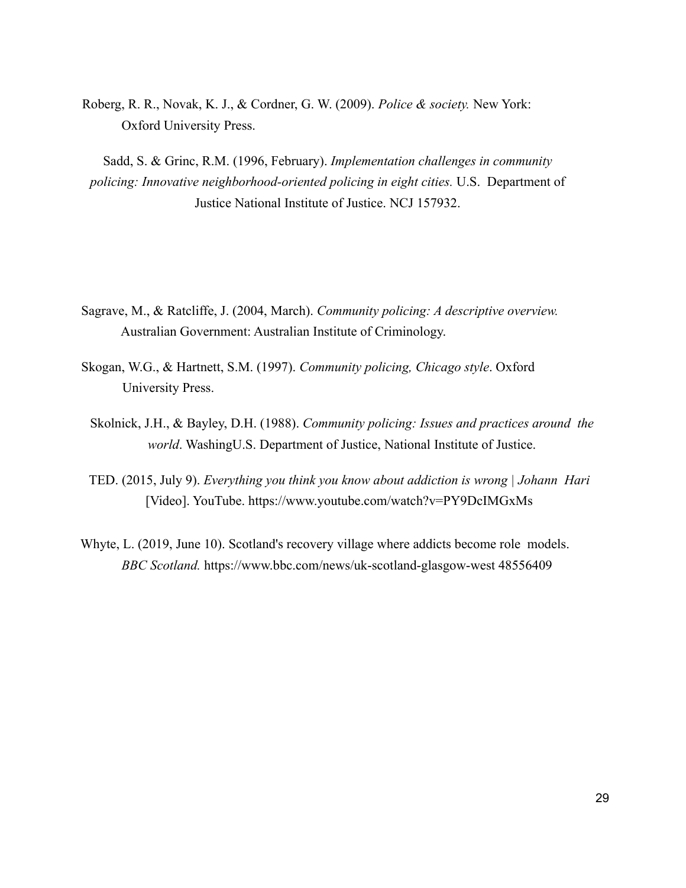Roberg, R. R., Novak, K. J., & Cordner, G. W. (2009). *Police & society.* New York: Oxford University Press.

Sadd, S. & Grinc, R.M. (1996, February). *Implementation challenges in community policing: Innovative neighborhood-oriented policing in eight cities.* U.S. Department of Justice National Institute of Justice. NCJ 157932.

Sagrave, M., & Ratcliffe, J. (2004, March). *Community policing: A descriptive overview.* Australian Government: Australian Institute of Criminology.

Skogan, W.G., & Hartnett, S.M. (1997). *Community policing, Chicago style*. Oxford University Press.

Skolnick, J.H., & Bayley, D.H. (1988). *Community policing: Issues and practices around the world*. WashingU.S. Department of Justice, National Institute of Justice.

TED. (2015, July 9). *Everything you think you know about addiction is wrong | Johann Hari* [Video]. YouTube. https://www.youtube.com/watch?v=PY9DcIMGxMs

Whyte, L. (2019, June 10). Scotland's recovery village where addicts become role models. *BBC Scotland.* https://www.bbc.com/news/uk-scotland-glasgow-west 48556409